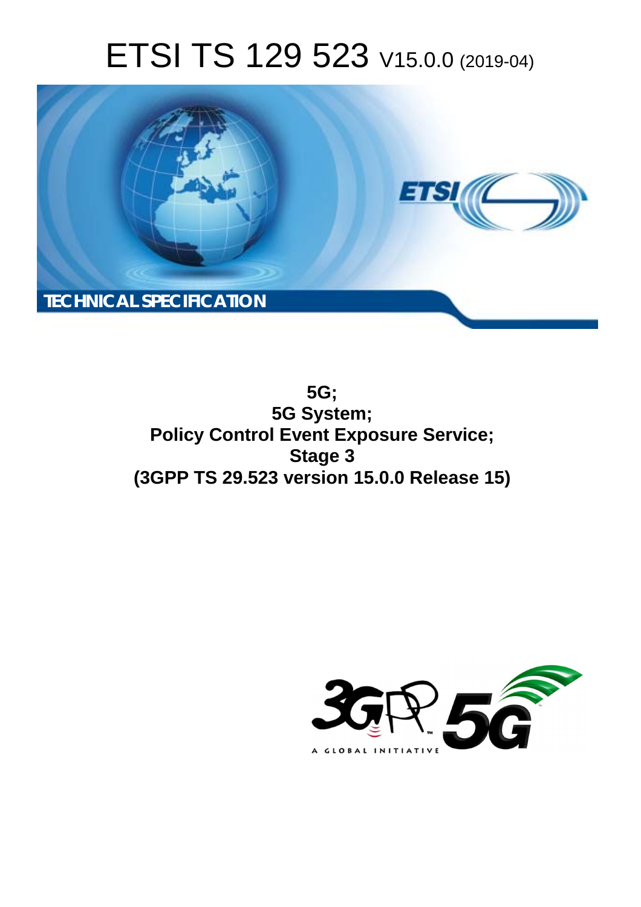# ETSI TS 129 523 V15.0.0 (2019-04)

TECHNICAL SPECIFICATION

**5G;**
**5G System;**
**Policy Control Event Exposure Service;**
**Stage 3**
**(3GPP TS 29.523 version 15.0.0 Release 15)**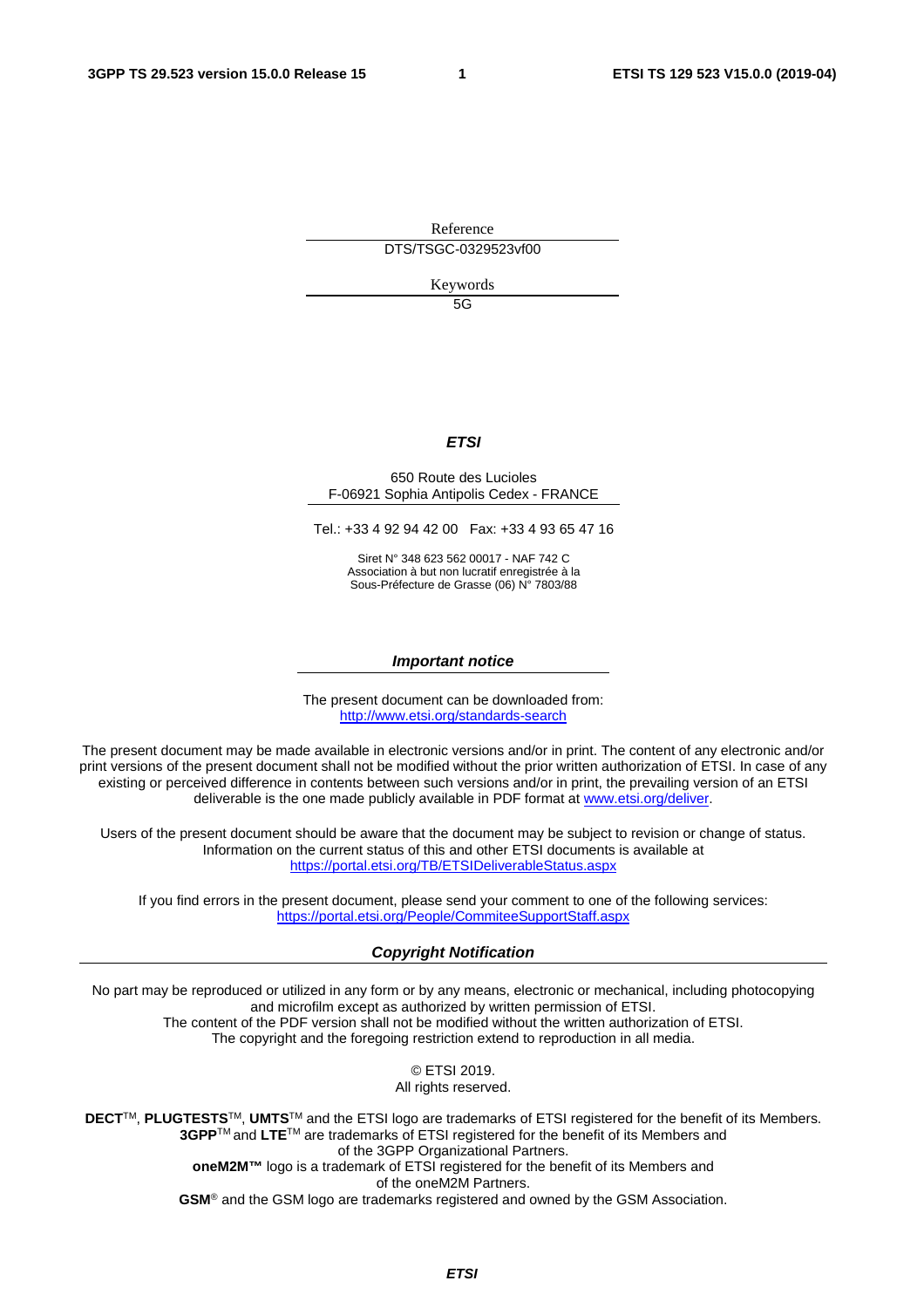Reference

DTS/TSGC-0329523vf00

Keywords

5G

***ETSI***

650 Route des Lucioles
F-06921 Sophia Antipolis Cedex - FRANCE

Tel.: +33 4 92 94 42 00   Fax: +33 4 93 65 47 16

Siret N° 348 623 562 00017 - NAF 742 C
Association à but non lucratif enregistrée à la
Sous-Préfecture de Grasse (06) N° 7803/88

***Important notice***

The present document can be downloaded from:
http://www.etsi.org/standards-search

The present document may be made available in electronic versions and/or in print. The content of any electronic and/or print versions of the present document shall not be modified without the prior written authorization of ETSI. In case of any existing or perceived difference in contents between such versions and/or in print, the prevailing version of an ETSI deliverable is the one made publicly available in PDF format at www.etsi.org/deliver.

Users of the present document should be aware that the document may be subject to revision or change of status. Information on the current status of this and other ETSI documents is available at https://portal.etsi.org/TB/ETSIDeliverableStatus.aspx

If you find errors in the present document, please send your comment to one of the following services:
https://portal.etsi.org/People/CommiteeSupportStaff.aspx

***Copyright Notification***

No part may be reproduced or utilized in any form or by any means, electronic or mechanical, including photocopying and microfilm except as authorized by written permission of ETSI.
The content of the PDF version shall not be modified without the written authorization of ETSI.
The copyright and the foregoing restriction extend to reproduction in all media.

© ETSI 2019.
All rights reserved.

**DECT**™, **PLUGTESTS**™, **UMTS**™ and the ETSI logo are trademarks of ETSI registered for the benefit of its Members.
**3GPP**™ and **LTE**™ are trademarks of ETSI registered for the benefit of its Members and of the 3GPP Organizational Partners.
**oneM2M™** logo is a trademark of ETSI registered for the benefit of its Members and of the oneM2M Partners.
**GSM**® and the GSM logo are trademarks registered and owned by the GSM Association.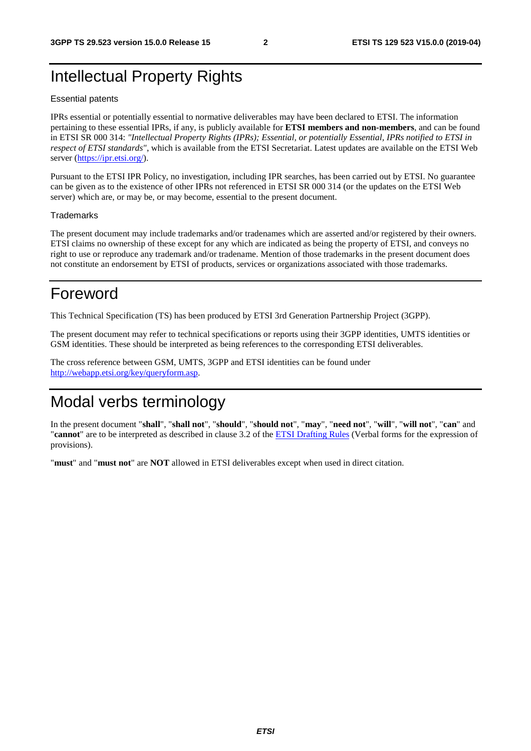# Intellectual Property Rights

Essential patents

IPRs essential or potentially essential to normative deliverables may have been declared to ETSI. The information pertaining to these essential IPRs, if any, is publicly available for **ETSI members and non-members**, and can be found in ETSI SR 000 314: *"Intellectual Property Rights (IPRs); Essential, or potentially Essential, IPRs notified to ETSI in respect of ETSI standards"*, which is available from the ETSI Secretariat. Latest updates are available on the ETSI Web server (https://ipr.etsi.org/).

Pursuant to the ETSI IPR Policy, no investigation, including IPR searches, has been carried out by ETSI. No guarantee can be given as to the existence of other IPRs not referenced in ETSI SR 000 314 (or the updates on the ETSI Web server) which are, or may be, or may become, essential to the present document.

Trademarks

The present document may include trademarks and/or tradenames which are asserted and/or registered by their owners. ETSI claims no ownership of these except for any which are indicated as being the property of ETSI, and conveys no right to use or reproduce any trademark and/or tradename. Mention of those trademarks in the present document does not constitute an endorsement by ETSI of products, services or organizations associated with those trademarks.

# Foreword

This Technical Specification (TS) has been produced by ETSI 3rd Generation Partnership Project (3GPP).

The present document may refer to technical specifications or reports using their 3GPP identities, UMTS identities or GSM identities. These should be interpreted as being references to the corresponding ETSI deliverables.

The cross reference between GSM, UMTS, 3GPP and ETSI identities can be found under http://webapp.etsi.org/key/queryform.asp.

# Modal verbs terminology

In the present document "**shall**", "**shall not**", "**should**", "**should not**", "**may**", "**need not**", "**will**", "**will not**", "**can**" and "**cannot**" are to be interpreted as described in clause 3.2 of the ETSI Drafting Rules (Verbal forms for the expression of provisions).

"**must**" and "**must not**" are **NOT** allowed in ETSI deliverables except when used in direct citation.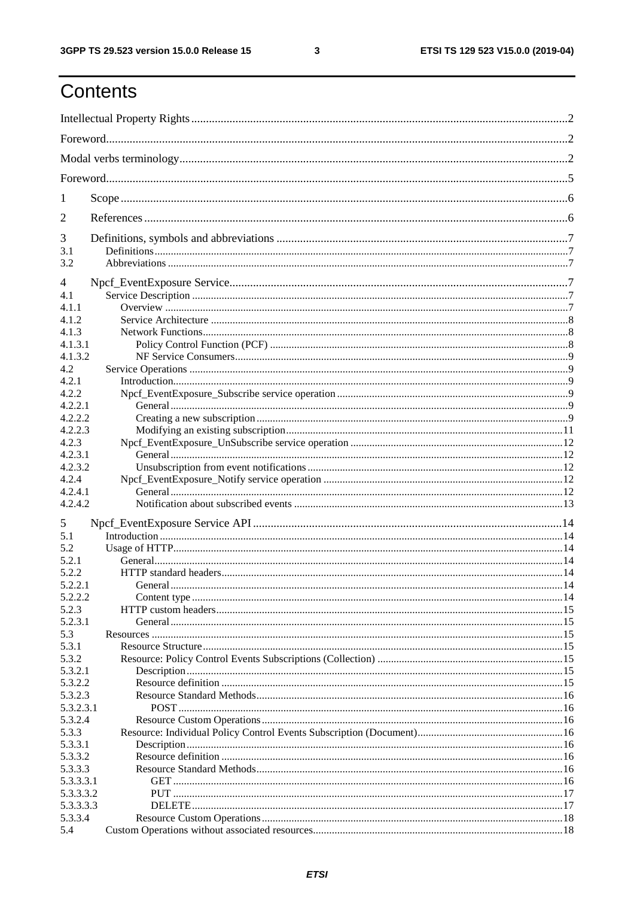# Contents

Intellectual Property Rights ........ 2
Foreword ........ 2
Modal verbs terminology ........ 2
Foreword ........ 5
1 Scope ........ 6
2 References ........ 6
3 Definitions, symbols and abbreviations ........ 7
3.1 Definitions ........ 7
3.2 Abbreviations ........ 7
4 Npcf_EventExposure Service ........ 7
4.1 Service Description ........ 7
4.1.1 Overview ........ 7
4.1.2 Service Architecture ........ 8
4.1.3 Network Functions ........ 8
4.1.3.1 Policy Control Function (PCF) ........ 8
4.1.3.2 NF Service Consumers ........ 9
4.2 Service Operations ........ 9
4.2.1 Introduction ........ 9
4.2.2 Npcf_EventExposure_Subscribe service operation ........ 9
4.2.2.1 General ........ 9
4.2.2.2 Creating a new subscription ........ 9
4.2.2.3 Modifying an existing subscription ........ 11
4.2.3 Npcf_EventExposure_UnSubscribe service operation ........ 12
4.2.3.1 General ........ 12
4.2.3.2 Unsubscription from event notifications ........ 12
4.2.4 Npcf_EventExposure_Notify service operation ........ 12
4.2.4.1 General ........ 12
4.2.4.2 Notification about subscribed events ........ 13
5 Npcf_EventExposure Service API ........ 14
5.1 Introduction ........ 14
5.2 Usage of HTTP ........ 14
5.2.1 General ........ 14
5.2.2 HTTP standard headers ........ 14
5.2.2.1 General ........ 14
5.2.2.2 Content type ........ 14
5.2.3 HTTP custom headers ........ 15
5.2.3.1 General ........ 15
5.3 Resources ........ 15
5.3.1 Resource Structure ........ 15
5.3.2 Resource: Policy Control Events Subscriptions (Collection) ........ 15
5.3.2.1 Description ........ 15
5.3.2.2 Resource definition ........ 15
5.3.2.3 Resource Standard Methods ........ 16
5.3.2.3.1 POST ........ 16
5.3.2.4 Resource Custom Operations ........ 16
5.3.3 Resource: Individual Policy Control Events Subscription (Document) ........ 16
5.3.3.1 Description ........ 16
5.3.3.2 Resource definition ........ 16
5.3.3.3 Resource Standard Methods ........ 16
5.3.3.3.1 GET ........ 16
5.3.3.3.2 PUT ........ 17
5.3.3.3.3 DELETE ........ 17
5.3.3.4 Resource Custom Operations ........ 18
5.4 Custom Operations without associated resources ........ 18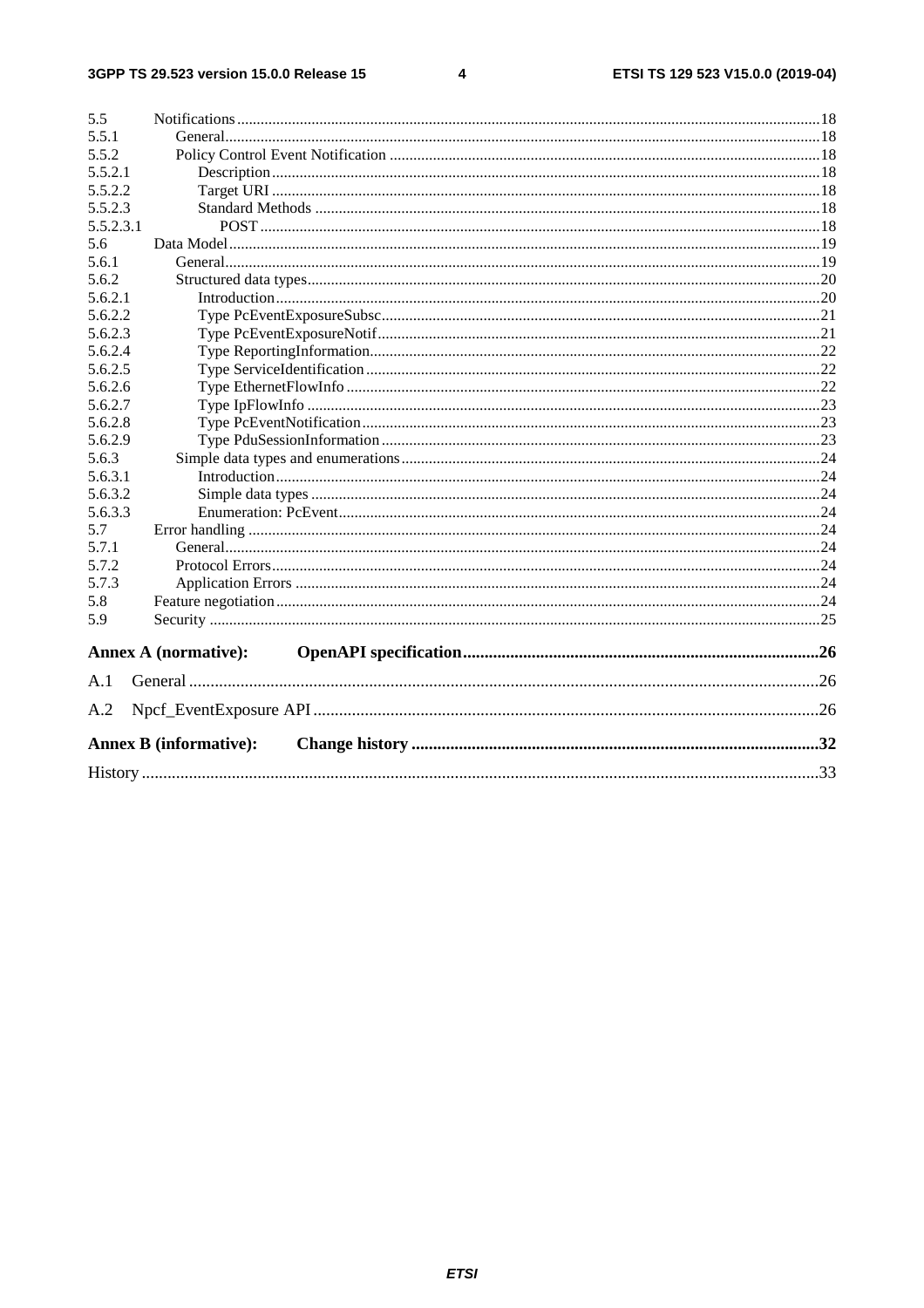5.5 Notifications ... 18
5.5.1 General ... 18
5.5.2 Policy Control Event Notification ... 18
5.5.2.1 Description ... 18
5.5.2.2 Target URI ... 18
5.5.2.3 Standard Methods ... 18
5.5.2.3.1 POST ... 18
5.6 Data Model ... 19
5.6.1 General ... 19
5.6.2 Structured data types ... 20
5.6.2.1 Introduction ... 20
5.6.2.2 Type PcEventExposureSubsc ... 21
5.6.2.3 Type PcEventExposureNotif ... 21
5.6.2.4 Type ReportingInformation ... 22
5.6.2.5 Type ServiceIdentification ... 22
5.6.2.6 Type EthernetFlowInfo ... 22
5.6.2.7 Type IpFlowInfo ... 23
5.6.2.8 Type PcEventNotification ... 23
5.6.2.9 Type PduSessionInformation ... 23
5.6.3 Simple data types and enumerations ... 24
5.6.3.1 Introduction ... 24
5.6.3.2 Simple data types ... 24
5.6.3.3 Enumeration: PcEvent ... 24
5.7 Error handling ... 24
5.7.1 General ... 24
5.7.2 Protocol Errors ... 24
5.7.3 Application Errors ... 24
5.8 Feature negotiation ... 24
5.9 Security ... 25

**Annex A (normative): OpenAPI specification ... 26**

A.1 General ... 26

A.2 Npcf_EventExposure API ... 26

**Annex B (informative): Change history ... 32**

History ... 33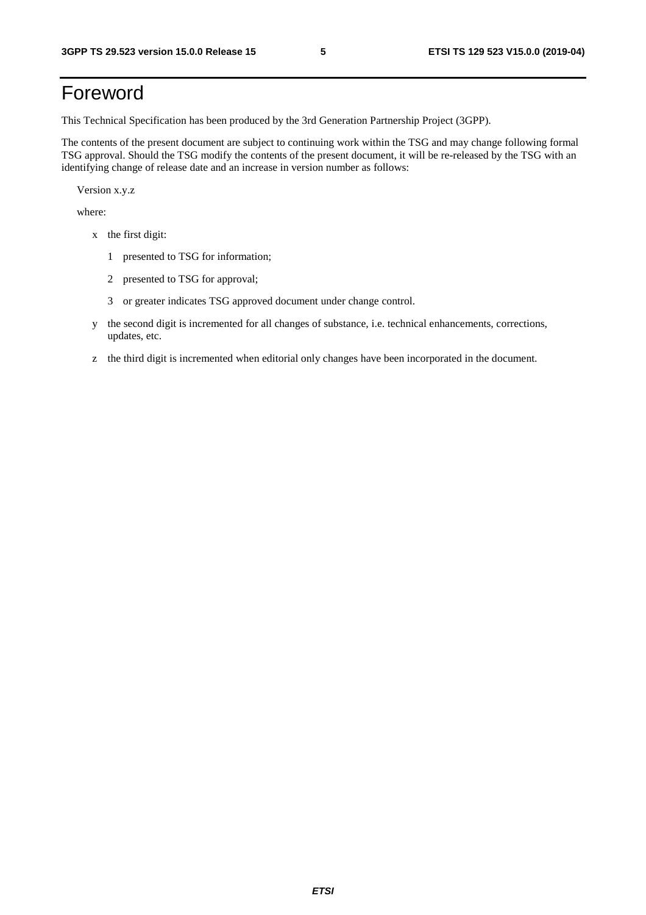# Foreword

This Technical Specification has been produced by the 3rd Generation Partnership Project (3GPP).

The contents of the present document are subject to continuing work within the TSG and may change following formal TSG approval. Should the TSG modify the contents of the present document, it will be re-released by the TSG with an identifying change of release date and an increase in version number as follows:

Version x.y.z

where:

- x the first digit:
  - 1 presented to TSG for information;
  - 2 presented to TSG for approval;
  - 3 or greater indicates TSG approved document under change control.
- y the second digit is incremented for all changes of substance, i.e. technical enhancements, corrections, updates, etc.
- z the third digit is incremented when editorial only changes have been incorporated in the document.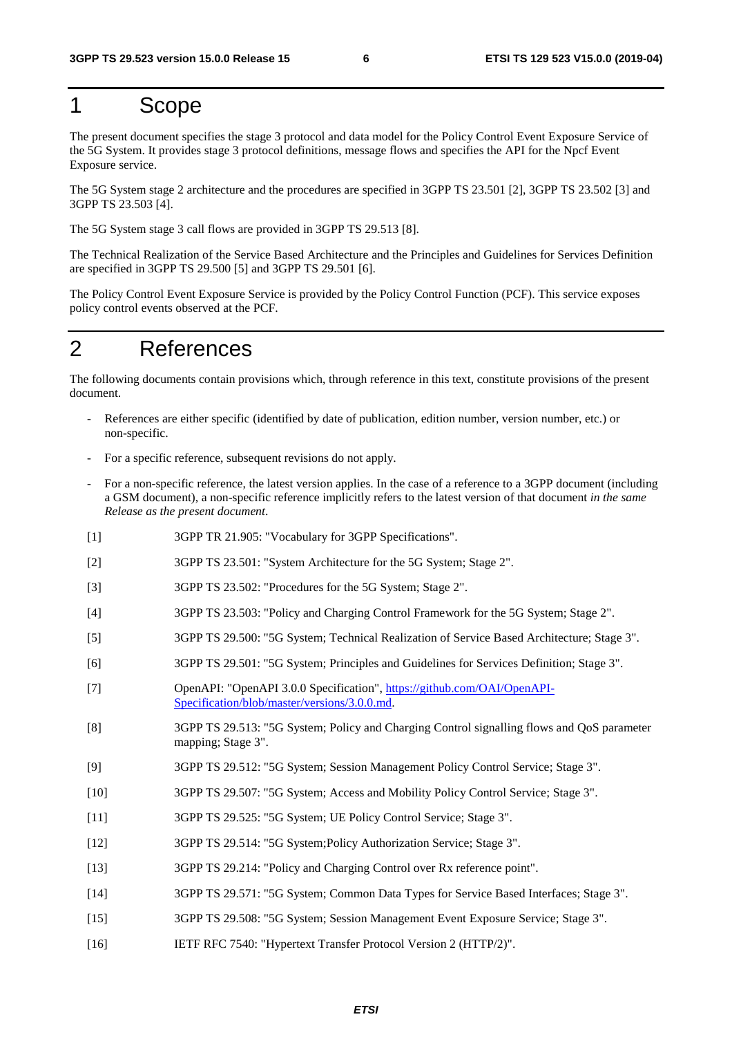# 1 Scope

The present document specifies the stage 3 protocol and data model for the Policy Control Event Exposure Service of the 5G System. It provides stage 3 protocol definitions, message flows and specifies the API for the Npcf Event Exposure service.

The 5G System stage 2 architecture and the procedures are specified in 3GPP TS 23.501 [2], 3GPP TS 23.502 [3] and 3GPP TS 23.503 [4].

The 5G System stage 3 call flows are provided in 3GPP TS 29.513 [8].

The Technical Realization of the Service Based Architecture and the Principles and Guidelines for Services Definition are specified in 3GPP TS 29.500 [5] and 3GPP TS 29.501 [6].

The Policy Control Event Exposure Service is provided by the Policy Control Function (PCF). This service exposes policy control events observed at the PCF.

# 2 References

The following documents contain provisions which, through reference in this text, constitute provisions of the present document.

- References are either specific (identified by date of publication, edition number, version number, etc.) or non-specific.
- For a specific reference, subsequent revisions do not apply.
- For a non-specific reference, the latest version applies. In the case of a reference to a 3GPP document (including a GSM document), a non-specific reference implicitly refers to the latest version of that document *in the same Release as the present document*.

[1] 3GPP TR 21.905: "Vocabulary for 3GPP Specifications".

[2] 3GPP TS 23.501: "System Architecture for the 5G System; Stage 2".

[3] 3GPP TS 23.502: "Procedures for the 5G System; Stage 2".

[4] 3GPP TS 23.503: "Policy and Charging Control Framework for the 5G System; Stage 2".

[5] 3GPP TS 29.500: "5G System; Technical Realization of Service Based Architecture; Stage 3".

[6] 3GPP TS 29.501: "5G System; Principles and Guidelines for Services Definition; Stage 3".

[7] OpenAPI: "OpenAPI 3.0.0 Specification", https://github.com/OAI/OpenAPI-Specification/blob/master/versions/3.0.0.md.

[8] 3GPP TS 29.513: "5G System; Policy and Charging Control signalling flows and QoS parameter mapping; Stage 3".

[9] 3GPP TS 29.512: "5G System; Session Management Policy Control Service; Stage 3".

[10] 3GPP TS 29.507: "5G System; Access and Mobility Policy Control Service; Stage 3".

[11] 3GPP TS 29.525: "5G System; UE Policy Control Service; Stage 3".

[12] 3GPP TS 29.514: "5G System;Policy Authorization Service; Stage 3".

[13] 3GPP TS 29.214: "Policy and Charging Control over Rx reference point".

[14] 3GPP TS 29.571: "5G System; Common Data Types for Service Based Interfaces; Stage 3".

[15] 3GPP TS 29.508: "5G System; Session Management Event Exposure Service; Stage 3".

[16] IETF RFC 7540: "Hypertext Transfer Protocol Version 2 (HTTP/2)".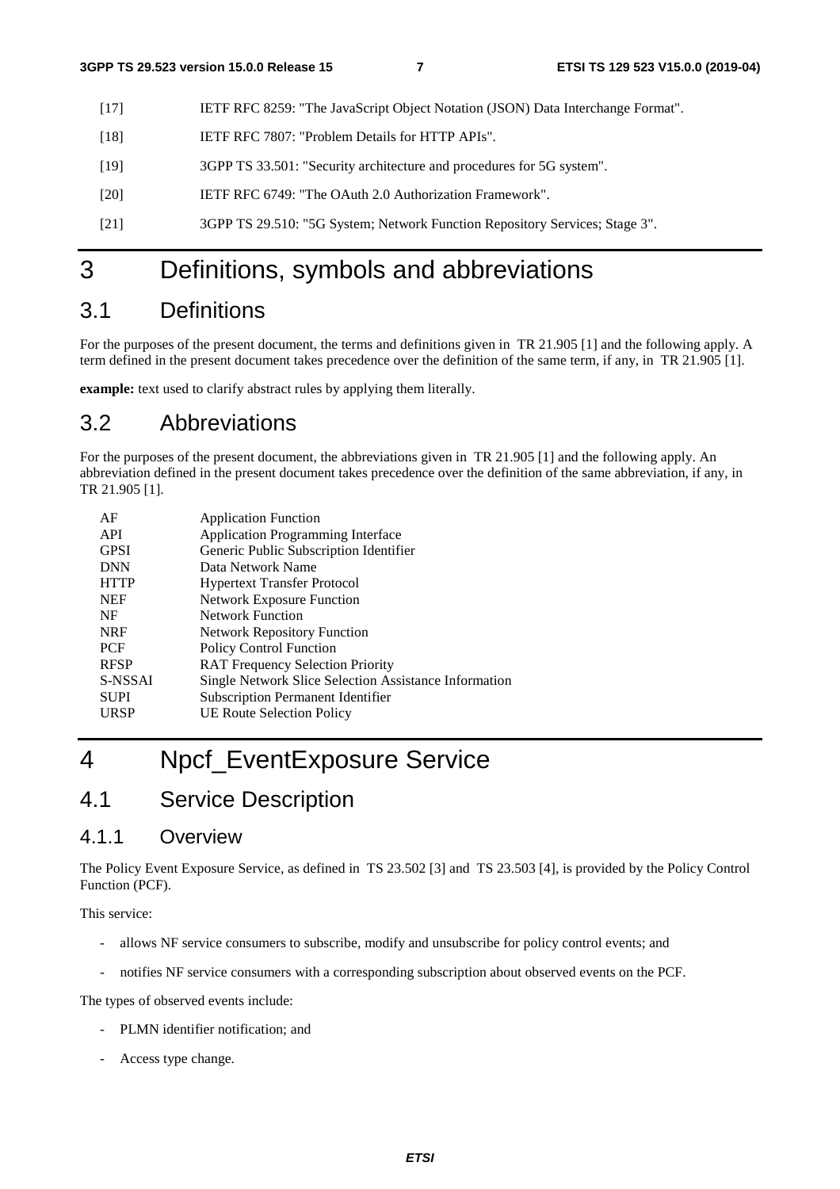[17] IETF RFC 8259: "The JavaScript Object Notation (JSON) Data Interchange Format".

[18] IETF RFC 7807: "Problem Details for HTTP APIs".

[19] 3GPP TS 33.501: "Security architecture and procedures for 5G system".

[20] IETF RFC 6749: "The OAuth 2.0 Authorization Framework".

[21] 3GPP TS 29.510: "5G System; Network Function Repository Services; Stage 3".

# 3 Definitions, symbols and abbreviations

## 3.1 Definitions

For the purposes of the present document, the terms and definitions given in TR 21.905 [1] and the following apply. A term defined in the present document takes precedence over the definition of the same term, if any, in TR 21.905 [1].

**example:** text used to clarify abstract rules by applying them literally.

## 3.2 Abbreviations

For the purposes of the present document, the abbreviations given in TR 21.905 [1] and the following apply. An abbreviation defined in the present document takes precedence over the definition of the same abbreviation, if any, in TR 21.905 [1].

| | |
|---|---|
| AF | Application Function |
| API | Application Programming Interface |
| GPSI | Generic Public Subscription Identifier |
| DNN | Data Network Name |
| HTTP | Hypertext Transfer Protocol |
| NEF | Network Exposure Function |
| NF | Network Function |
| NRF | Network Repository Function |
| PCF | Policy Control Function |
| RFSP | RAT Frequency Selection Priority |
| S-NSSAI | Single Network Slice Selection Assistance Information |
| SUPI | Subscription Permanent Identifier |
| URSP | UE Route Selection Policy |

# 4 Npcf_EventExposure Service

## 4.1 Service Description

### 4.1.1 Overview

The Policy Event Exposure Service, as defined in TS 23.502 [3] and TS 23.503 [4], is provided by the Policy Control Function (PCF).

This service:

- allows NF service consumers to subscribe, modify and unsubscribe for policy control events; and
- notifies NF service consumers with a corresponding subscription about observed events on the PCF.

The types of observed events include:

- PLMN identifier notification; and
- Access type change.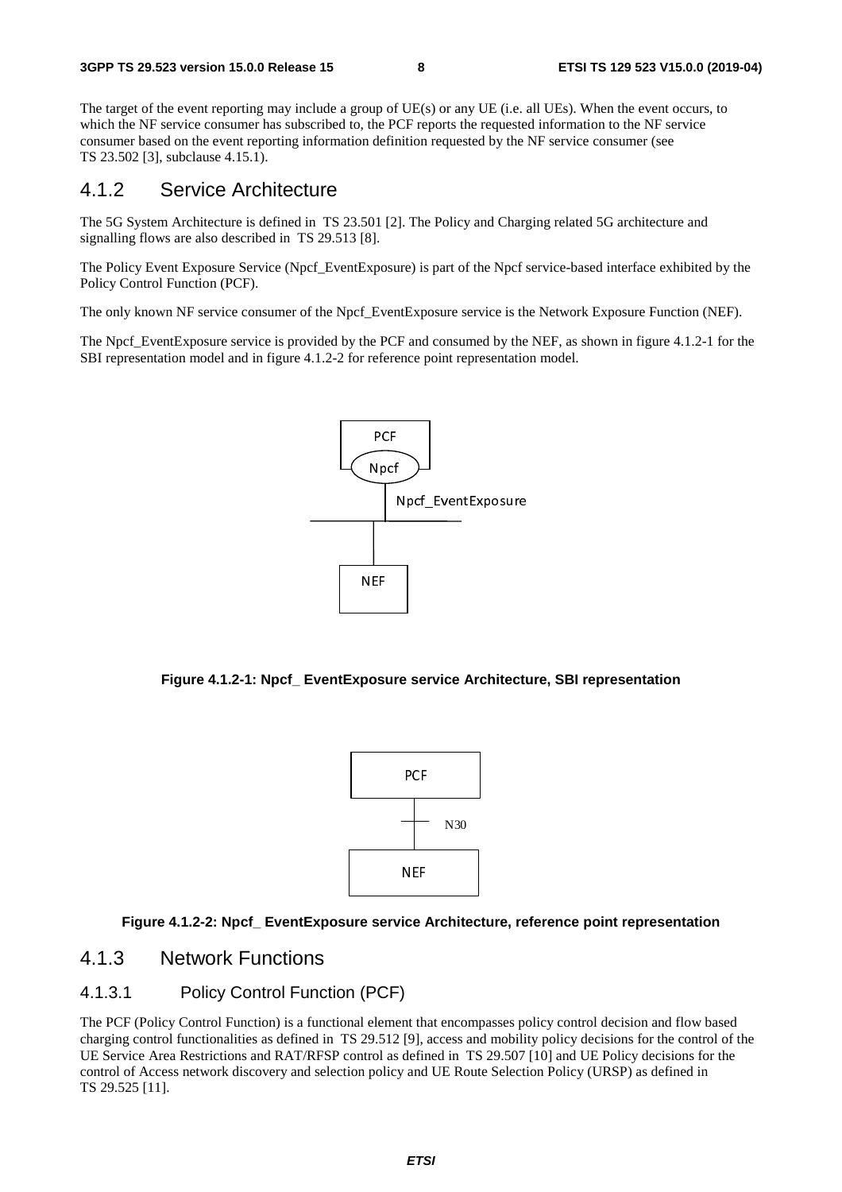The target of the event reporting may include a group of UE(s) or any UE (i.e. all UEs). When the event occurs, to which the NF service consumer has subscribed to, the PCF reports the requested information to the NF service consumer based on the event reporting information definition requested by the NF service consumer (see TS 23.502 [3], subclause 4.15.1).

### 4.1.2 Service Architecture

The 5G System Architecture is defined in TS 23.501 [2]. The Policy and Charging related 5G architecture and signalling flows are also described in TS 29.513 [8].

The Policy Event Exposure Service (Npcf_EventExposure) is part of the Npcf service-based interface exhibited by the Policy Control Function (PCF).

The only known NF service consumer of the Npcf_EventExposure service is the Network Exposure Function (NEF).

The Npcf_EventExposure service is provided by the PCF and consumed by the NEF, as shown in figure 4.1.2-1 for the SBI representation model and in figure 4.1.2-2 for reference point representation model.

**Figure 4.1.2-1: Npcf_ EventExposure service Architecture, SBI representation**

**Figure 4.1.2-2: Npcf_ EventExposure service Architecture, reference point representation**

### 4.1.3 Network Functions

#### 4.1.3.1 Policy Control Function (PCF)

The PCF (Policy Control Function) is a functional element that encompasses policy control decision and flow based charging control functionalities as defined in TS 29.512 [9], access and mobility policy decisions for the control of the UE Service Area Restrictions and RAT/RFSP control as defined in TS 29.507 [10] and UE Policy decisions for the control of Access network discovery and selection policy and UE Route Selection Policy (URSP) as defined in TS 29.525 [11].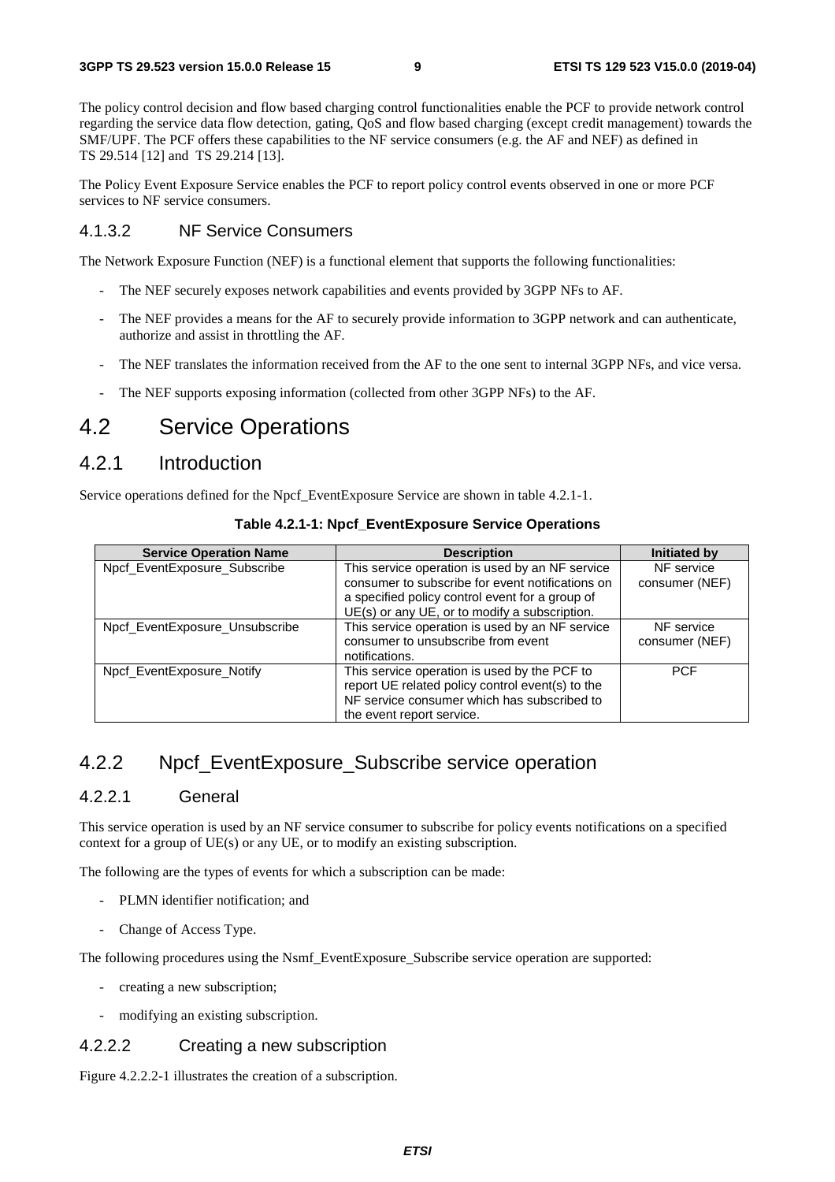The policy control decision and flow based charging control functionalities enable the PCF to provide network control regarding the service data flow detection, gating, QoS and flow based charging (except credit management) towards the SMF/UPF. The PCF offers these capabilities to the NF service consumers (e.g. the AF and NEF) as defined in TS 29.514 [12] and TS 29.214 [13].

The Policy Event Exposure Service enables the PCF to report policy control events observed in one or more PCF services to NF service consumers.

#### 4.1.3.2 NF Service Consumers

The Network Exposure Function (NEF) is a functional element that supports the following functionalities:

- The NEF securely exposes network capabilities and events provided by 3GPP NFs to AF.
- The NEF provides a means for the AF to securely provide information to 3GPP network and can authenticate, authorize and assist in throttling the AF.
- The NEF translates the information received from the AF to the one sent to internal 3GPP NFs, and vice versa.
- The NEF supports exposing information (collected from other 3GPP NFs) to the AF.

## 4.2 Service Operations

### 4.2.1 Introduction

Service operations defined for the Npcf_EventExposure Service are shown in table 4.2.1-1.

**Table 4.2.1-1: Npcf_EventExposure Service Operations**

| Service Operation Name | Description | Initiated by |
|---|---|---|
| Npcf_EventExposure_Subscribe | This service operation is used by an NF service consumer to subscribe for event notifications on a specified policy control event for a group of UE(s) or any UE, or to modify a subscription. | NF service consumer (NEF) |
| Npcf_EventExposure_Unsubscribe | This service operation is used by an NF service consumer to unsubscribe from event notifications. | NF service consumer (NEF) |
| Npcf_EventExposure_Notify | This service operation is used by the PCF to report UE related policy control event(s) to the NF service consumer which has subscribed to the event report service. | PCF |

### 4.2.2 Npcf_EventExposure_Subscribe service operation

#### 4.2.2.1 General

This service operation is used by an NF service consumer to subscribe for policy events notifications on a specified context for a group of UE(s) or any UE, or to modify an existing subscription.

The following are the types of events for which a subscription can be made:

- PLMN identifier notification; and
- Change of Access Type.

The following procedures using the Nsmf_EventExposure_Subscribe service operation are supported:

- creating a new subscription;
- modifying an existing subscription.

#### 4.2.2.2 Creating a new subscription

Figure 4.2.2.2-1 illustrates the creation of a subscription.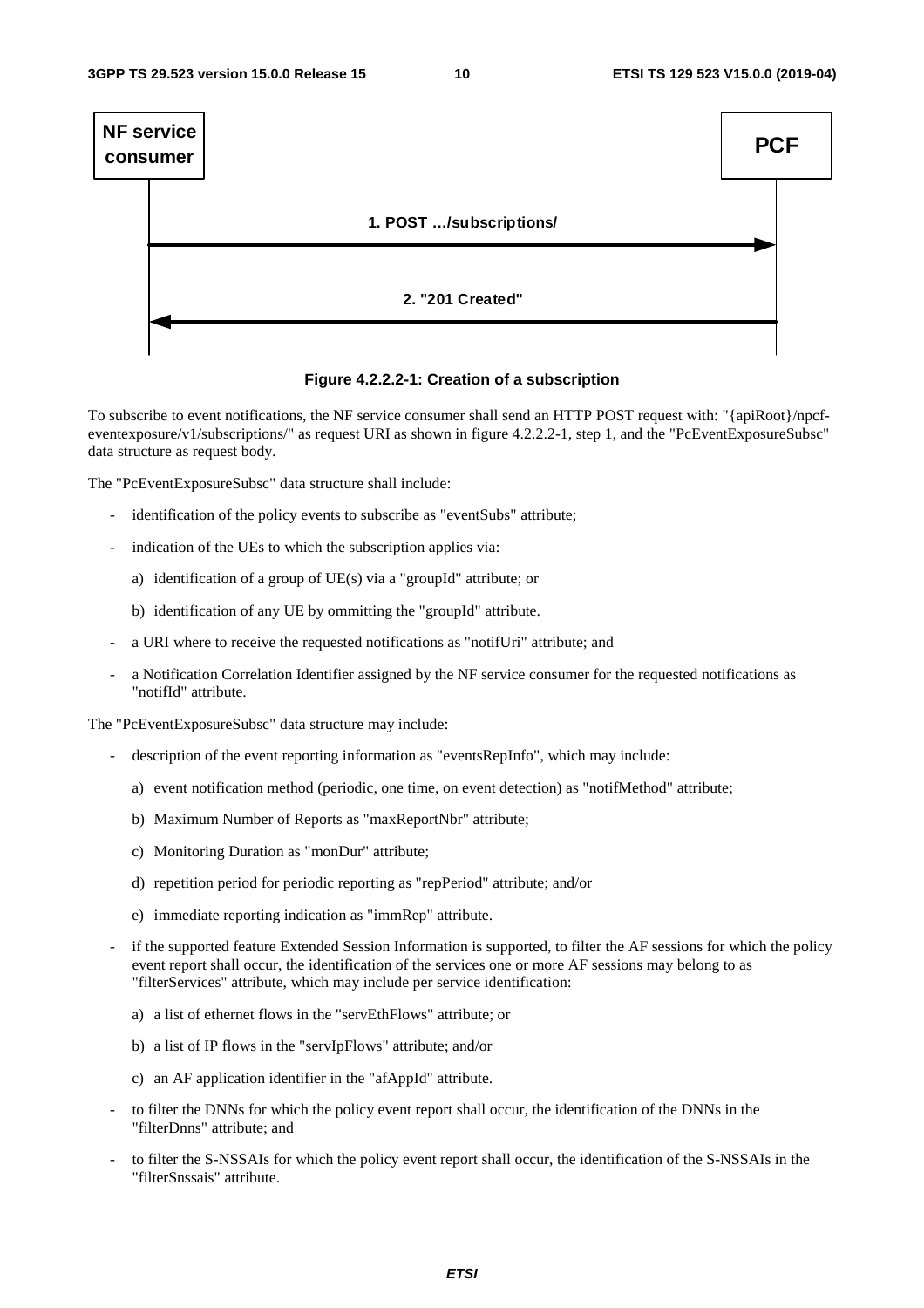NF service consumer | PCF

1. POST …/subscriptions/

2. "201 Created"

**Figure 4.2.2.2-1: Creation of a subscription**

To subscribe to event notifications, the NF service consumer shall send an HTTP POST request with: "{apiRoot}/npcf-eventexposure/v1/subscriptions/" as request URI as shown in figure 4.2.2.2-1, step 1, and the "PcEventExposureSubsc" data structure as request body.

The "PcEventExposureSubsc" data structure shall include:

- identification of the policy events to subscribe as "eventSubs" attribute;
- indication of the UEs to which the subscription applies via:
  - a) identification of a group of UE(s) via a "groupId" attribute; or
  - b) identification of any UE by ommitting the "groupId" attribute.
- a URI where to receive the requested notifications as "notifUri" attribute; and
- a Notification Correlation Identifier assigned by the NF service consumer for the requested notifications as "notifId" attribute.

The "PcEventExposureSubsc" data structure may include:

- description of the event reporting information as "eventsRepInfo", which may include:
  - a) event notification method (periodic, one time, on event detection) as "notifMethod" attribute;
  - b) Maximum Number of Reports as "maxReportNbr" attribute;
  - c) Monitoring Duration as "monDur" attribute;
  - d) repetition period for periodic reporting as "repPeriod" attribute; and/or
  - e) immediate reporting indication as "immRep" attribute.
- if the supported feature Extended Session Information is supported, to filter the AF sessions for which the policy event report shall occur, the identification of the services one or more AF sessions may belong to as "filterServices" attribute, which may include per service identification:
  - a) a list of ethernet flows in the "servEthFlows" attribute; or
  - b) a list of IP flows in the "servIpFlows" attribute; and/or
  - c) an AF application identifier in the "afAppId" attribute.
- to filter the DNNs for which the policy event report shall occur, the identification of the DNNs in the "filterDnns" attribute; and
- to filter the S-NSSAIs for which the policy event report shall occur, the identification of the S-NSSAIs in the "filterSnssais" attribute.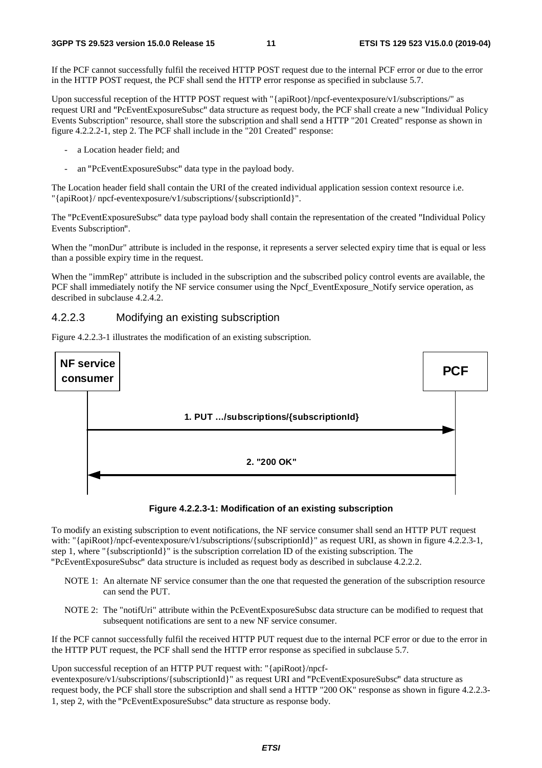If the PCF cannot successfully fulfil the received HTTP POST request due to the internal PCF error or due to the error in the HTTP POST request, the PCF shall send the HTTP error response as specified in subclause 5.7.

Upon successful reception of the HTTP POST request with "{apiRoot}/npcf-eventexposure/v1/subscriptions/" as request URI and "PcEventExposureSubsc" data structure as request body, the PCF shall create a new "Individual Policy Events Subscription" resource, shall store the subscription and shall send a HTTP "201 Created" response as shown in figure 4.2.2.2-1, step 2. The PCF shall include in the "201 Created" response:

- a Location header field; and
- an "PcEventExposureSubsc" data type in the payload body.

The Location header field shall contain the URI of the created individual application session context resource i.e. "{apiRoot}/ npcf-eventexposure/v1/subscriptions/{subscriptionId}".

The "PcEventExposureSubsc" data type payload body shall contain the representation of the created "Individual Policy Events Subscription".

When the "monDur" attribute is included in the response, it represents a server selected expiry time that is equal or less than a possible expiry time in the request.

When the "immRep" attribute is included in the subscription and the subscribed policy control events are available, the PCF shall immediately notify the NF service consumer using the Npcf_EventExposure_Notify service operation, as described in subclause 4.2.4.2.

### 4.2.2.3 Modifying an existing subscription

Figure 4.2.2.3-1 illustrates the modification of an existing subscription.

NF service consumer → PCF: 1. PUT …/subscriptions/{subscriptionId}

PCF → NF service consumer: 2. "200 OK"

**Figure 4.2.2.3-1: Modification of an existing subscription**

To modify an existing subscription to event notifications, the NF service consumer shall send an HTTP PUT request with: "{apiRoot}/npcf-eventexposure/v1/subscriptions/{subscriptionId}" as request URI, as shown in figure 4.2.2.3-1, step 1, where "{subscriptionId}" is the subscription correlation ID of the existing subscription. The "PcEventExposureSubsc" data structure is included as request body as described in subclause 4.2.2.2.

NOTE 1: An alternate NF service consumer than the one that requested the generation of the subscription resource can send the PUT.

NOTE 2: The "notifUri" attribute within the PcEventExposureSubsc data structure can be modified to request that subsequent notifications are sent to a new NF service consumer.

If the PCF cannot successfully fulfil the received HTTP PUT request due to the internal PCF error or due to the error in the HTTP PUT request, the PCF shall send the HTTP error response as specified in subclause 5.7.

Upon successful reception of an HTTP PUT request with: "{apiRoot}/npcf-eventexposure/v1/subscriptions/{subscriptionId}" as request URI and "PcEventExposureSubsc" data structure as request body, the PCF shall store the subscription and shall send a HTTP "200 OK" response as shown in figure 4.2.2.3-1, step 2, with the "PcEventExposureSubsc" data structure as response body.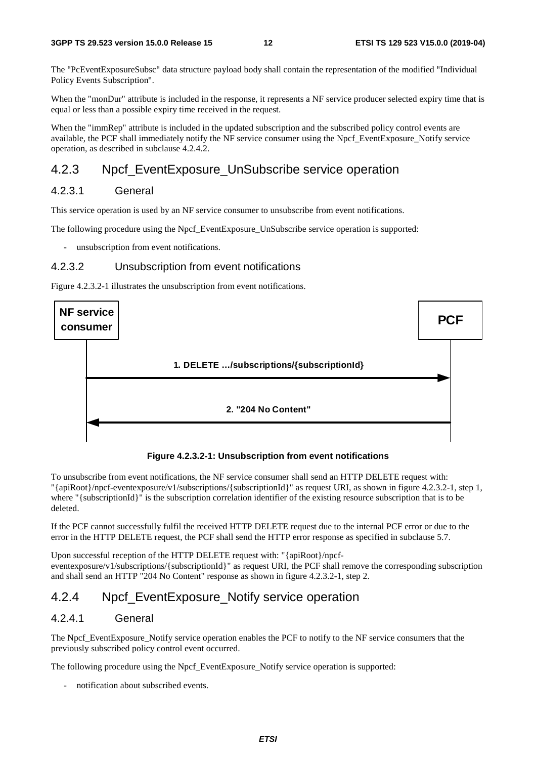The "PcEventExposureSubsc" data structure payload body shall contain the representation of the modified "Individual Policy Events Subscription".

When the "monDur" attribute is included in the response, it represents a NF service producer selected expiry time that is equal or less than a possible expiry time received in the request.

When the "immRep" attribute is included in the updated subscription and the subscribed policy control events are available, the PCF shall immediately notify the NF service consumer using the Npcf_EventExposure_Notify service operation, as described in subclause 4.2.4.2.

## 4.2.3 Npcf_EventExposure_UnSubscribe service operation

### 4.2.3.1 General

This service operation is used by an NF service consumer to unsubscribe from event notifications.

The following procedure using the Npcf_EventExposure_UnSubscribe service operation is supported:

- unsubscription from event notifications.

### 4.2.3.2 Unsubscription from event notifications

Figure 4.2.3.2-1 illustrates the unsubscription from event notifications.

NF service consumer → PCF: 1. DELETE …/subscriptions/{subscriptionId}

PCF → NF service consumer: 2. "204 No Content"

**Figure 4.2.3.2-1: Unsubscription from event notifications**

To unsubscribe from event notifications, the NF service consumer shall send an HTTP DELETE request with: "{apiRoot}/npcf-eventexposure/v1/subscriptions/{subscriptionId}" as request URI, as shown in figure 4.2.3.2-1, step 1, where "{subscriptionId}" is the subscription correlation identifier of the existing resource subscription that is to be deleted.

If the PCF cannot successfully fulfil the received HTTP DELETE request due to the internal PCF error or due to the error in the HTTP DELETE request, the PCF shall send the HTTP error response as specified in subclause 5.7.

Upon successful reception of the HTTP DELETE request with: "{apiRoot}/npcf-eventexposure/v1/subscriptions/{subscriptionId}" as request URI, the PCF shall remove the corresponding subscription and shall send an HTTP "204 No Content" response as shown in figure 4.2.3.2-1, step 2.

## 4.2.4 Npcf_EventExposure_Notify service operation

### 4.2.4.1 General

The Npcf_EventExposure_Notify service operation enables the PCF to notify to the NF service consumers that the previously subscribed policy control event occurred.

The following procedure using the Npcf_EventExposure_Notify service operation is supported:

- notification about subscribed events.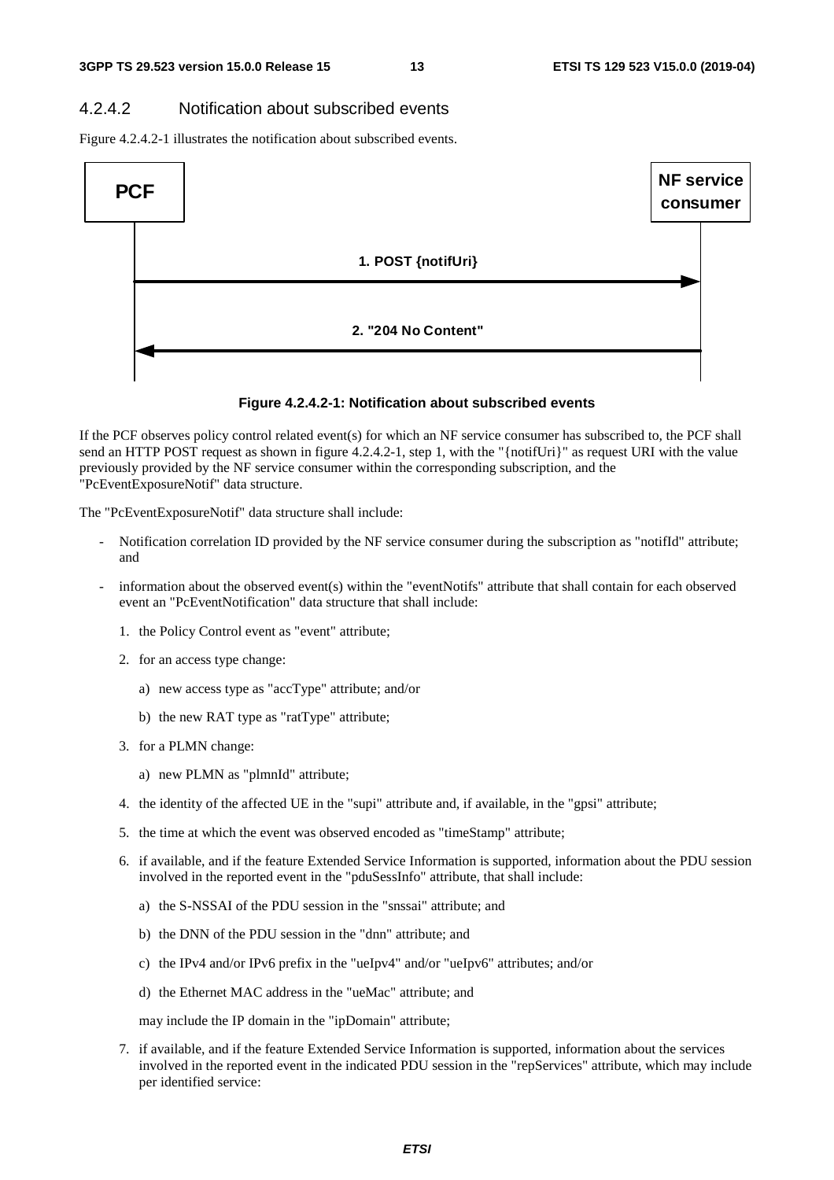#### 4.2.4.2 Notification about subscribed events

Figure 4.2.4.2-1 illustrates the notification about subscribed events.

**Figure 4.2.4.2-1: Notification about subscribed events**

If the PCF observes policy control related event(s) for which an NF service consumer has subscribed to, the PCF shall send an HTTP POST request as shown in figure 4.2.4.2-1, step 1, with the "{notifUri}" as request URI with the value previously provided by the NF service consumer within the corresponding subscription, and the "PcEventExposureNotif" data structure.

The "PcEventExposureNotif" data structure shall include:

- Notification correlation ID provided by the NF service consumer during the subscription as "notifId" attribute; and
- information about the observed event(s) within the "eventNotifs" attribute that shall contain for each observed event an "PcEventNotification" data structure that shall include:
  1. the Policy Control event as "event" attribute;
  2. for an access type change:
     a) new access type as "accType" attribute; and/or
     b) the new RAT type as "ratType" attribute;
  3. for a PLMN change:
     a) new PLMN as "plmnId" attribute;
  4. the identity of the affected UE in the "supi" attribute and, if available, in the "gpsi" attribute;
  5. the time at which the event was observed encoded as "timeStamp" attribute;
  6. if available, and if the feature Extended Service Information is supported, information about the PDU session involved in the reported event in the "pduSessInfo" attribute, that shall include:
     a) the S-NSSAI of the PDU session in the "snssai" attribute; and
     b) the DNN of the PDU session in the "dnn" attribute; and
     c) the IPv4 and/or IPv6 prefix in the "ueIpv4" and/or "ueIpv6" attributes; and/or
     d) the Ethernet MAC address in the "ueMac" attribute; and

     may include the IP domain in the "ipDomain" attribute;
  7. if available, and if the feature Extended Service Information is supported, information about the services involved in the reported event in the indicated PDU session in the "repServices" attribute, which may include per identified service: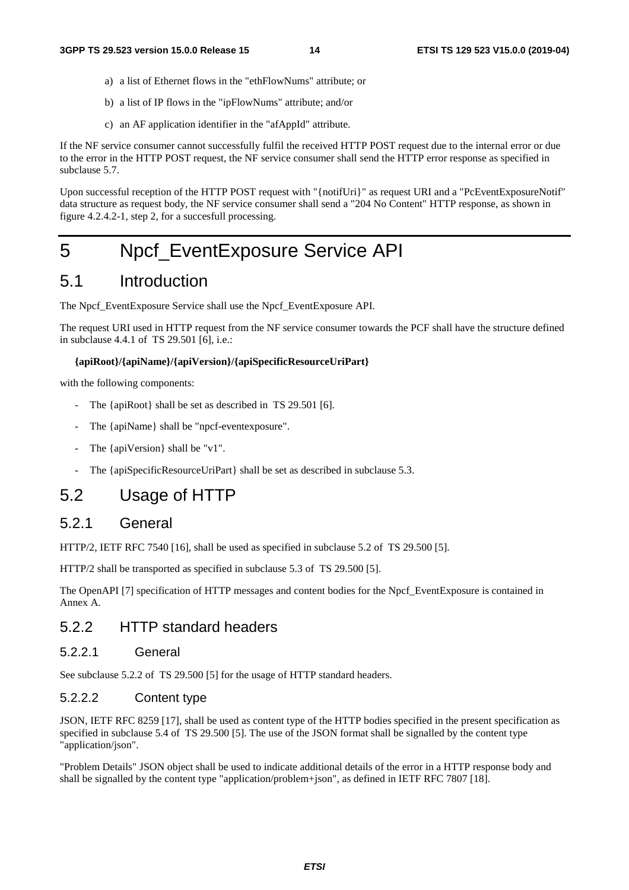a) a list of Ethernet flows in the "ethFlowNums" attribute; or

b) a list of IP flows in the "ipFlowNums" attribute; and/or

c) an AF application identifier in the "afAppId" attribute.

If the NF service consumer cannot successfully fulfil the received HTTP POST request due to the internal error or due to the error in the HTTP POST request, the NF service consumer shall send the HTTP error response as specified in subclause 5.7.

Upon successful reception of the HTTP POST request with "{notifUri}" as request URI and a "PcEventExposureNotif" data structure as request body, the NF service consumer shall send a "204 No Content" HTTP response, as shown in figure 4.2.4.2-1, step 2, for a succesfull processing.

# 5 Npcf_EventExposure Service API

## 5.1 Introduction

The Npcf_EventExposure Service shall use the Npcf_EventExposure API.

The request URI used in HTTP request from the NF service consumer towards the PCF shall have the structure defined in subclause 4.4.1 of TS 29.501 [6], i.e.:

**{apiRoot}/{apiName}/{apiVersion}/{apiSpecificResourceUriPart}**

with the following components:

- The {apiRoot} shall be set as described in TS 29.501 [6].
- The {apiName} shall be "npcf-eventexposure".
- The {apiVersion} shall be "v1".
- The {apiSpecificResourceUriPart} shall be set as described in subclause 5.3.

## 5.2 Usage of HTTP

### 5.2.1 General

HTTP/2, IETF RFC 7540 [16], shall be used as specified in subclause 5.2 of TS 29.500 [5].

HTTP/2 shall be transported as specified in subclause 5.3 of TS 29.500 [5].

The OpenAPI [7] specification of HTTP messages and content bodies for the Npcf_EventExposure is contained in Annex A.

### 5.2.2 HTTP standard headers

#### 5.2.2.1 General

See subclause 5.2.2 of TS 29.500 [5] for the usage of HTTP standard headers.

#### 5.2.2.2 Content type

JSON, IETF RFC 8259 [17], shall be used as content type of the HTTP bodies specified in the present specification as specified in subclause 5.4 of TS 29.500 [5]. The use of the JSON format shall be signalled by the content type "application/json".

"Problem Details" JSON object shall be used to indicate additional details of the error in a HTTP response body and shall be signalled by the content type "application/problem+json", as defined in IETF RFC 7807 [18].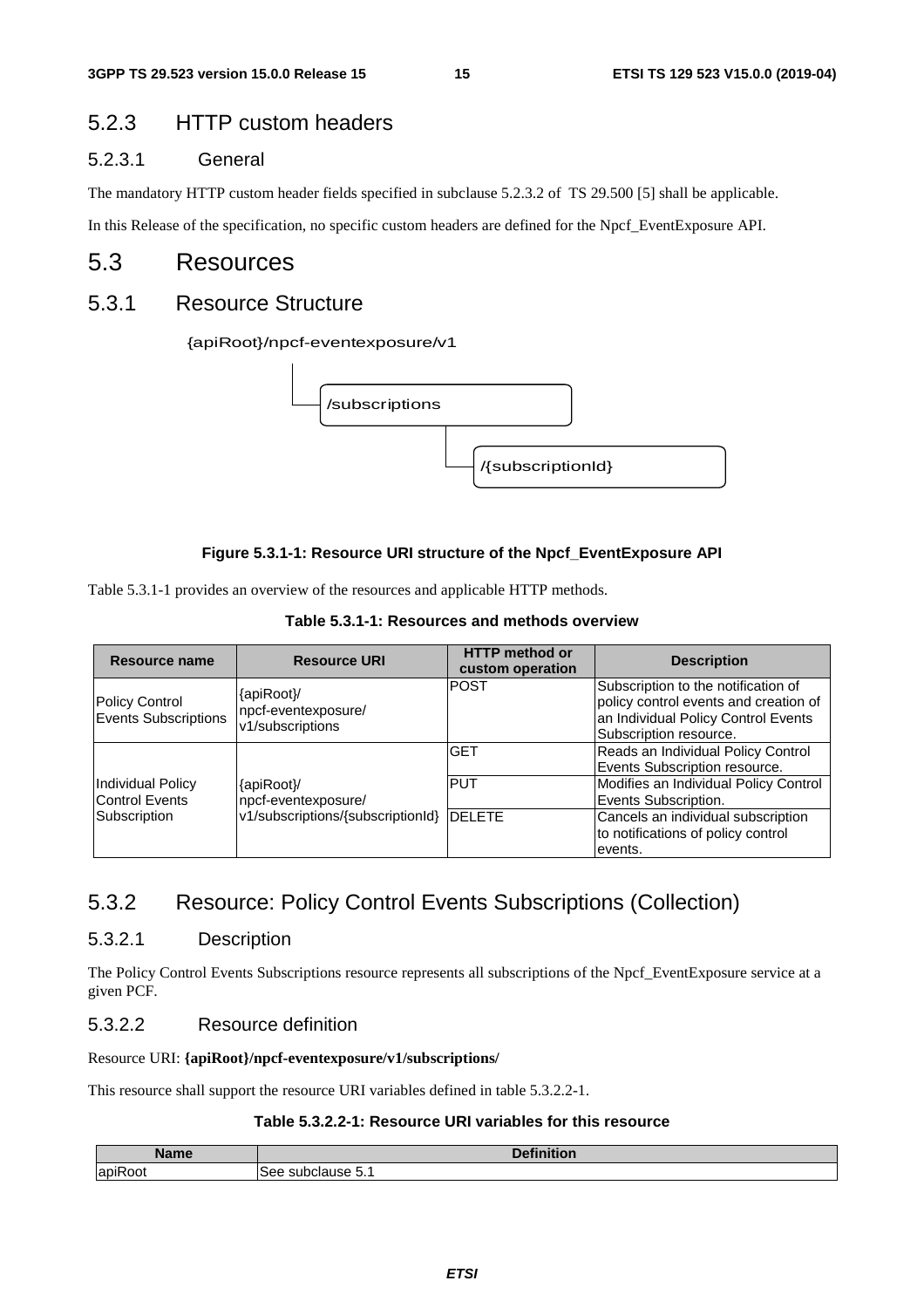### 5.2.3 HTTP custom headers

#### 5.2.3.1 General

The mandatory HTTP custom header fields specified in subclause 5.2.3.2 of TS 29.500 [5] shall be applicable.

In this Release of the specification, no specific custom headers are defined for the Npcf_EventExposure API.

## 5.3 Resources

### 5.3.1 Resource Structure

```
{apiRoot}/npcf-eventexposure/v1
    |
    └── /subscriptions
            |
            └── /{subscriptionId}
```

**Figure 5.3.1-1: Resource URI structure of the Npcf_EventExposure API**

Table 5.3.1-1 provides an overview of the resources and applicable HTTP methods.

**Table 5.3.1-1: Resources and methods overview**

| Resource name | Resource URI | HTTP method or custom operation | Description |
|---|---|---|---|
| Policy Control Events Subscriptions | {apiRoot}/ npcf-eventexposure/ v1/subscriptions | POST | Subscription to the notification of policy control events and creation of an Individual Policy Control Events Subscription resource. |
| Individual Policy Control Events Subscription | {apiRoot}/ npcf-eventexposure/ v1/subscriptions/{subscriptionId} | GET | Reads an Individual Policy Control Events Subscription resource. |
| | | PUT | Modifies an Individual Policy Control Events Subscription. |
| | | DELETE | Cancels an individual subscription to notifications of policy control events. |

### 5.3.2 Resource: Policy Control Events Subscriptions (Collection)

#### 5.3.2.1 Description

The Policy Control Events Subscriptions resource represents all subscriptions of the Npcf_EventExposure service at a given PCF.

#### 5.3.2.2 Resource definition

Resource URI: **{apiRoot}/npcf-eventexposure/v1/subscriptions/**

This resource shall support the resource URI variables defined in table 5.3.2.2-1.

**Table 5.3.2.2-1: Resource URI variables for this resource**

| Name | Definition |
|---|---|
| apiRoot | See subclause 5.1 |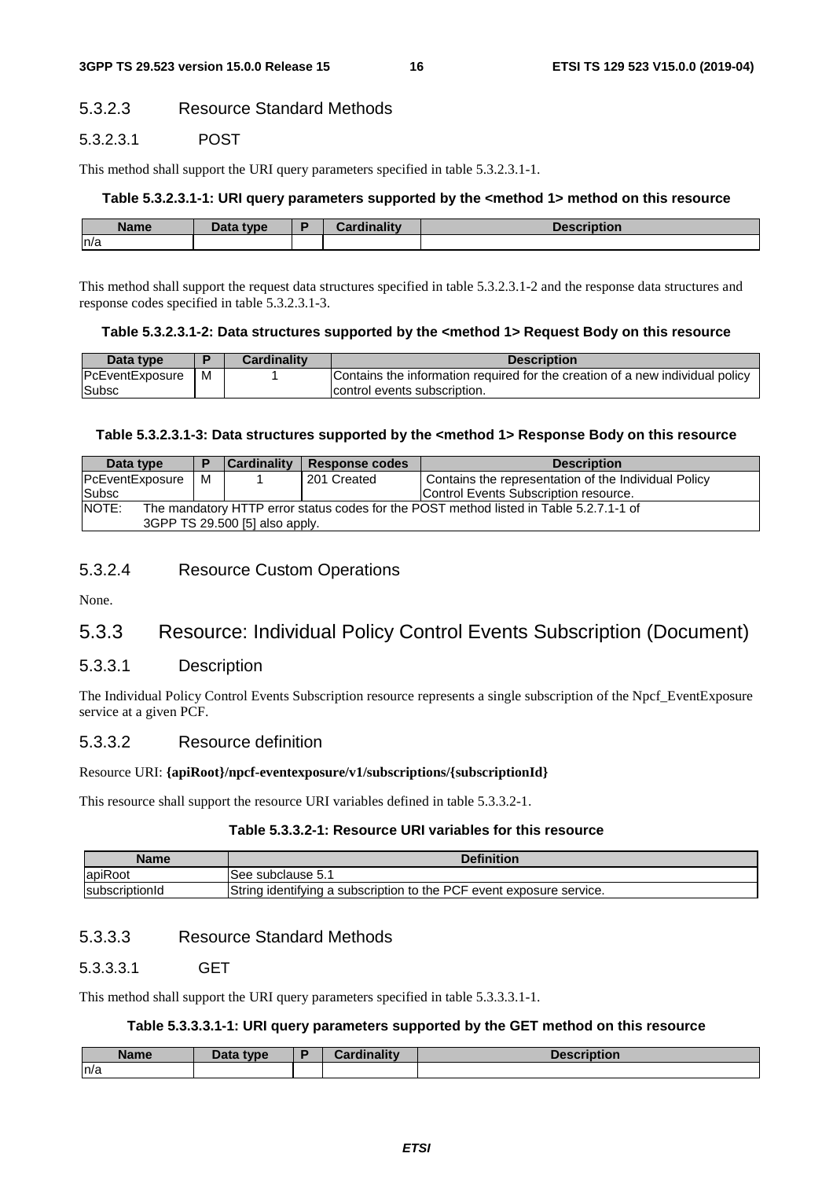#### 5.3.2.3 Resource Standard Methods

##### 5.3.2.3.1 POST

This method shall support the URI query parameters specified in table 5.3.2.3.1-1.

**Table 5.3.2.3.1-1: URI query parameters supported by the <method 1> method on this resource**

| Name | Data type | P | Cardinality | Description |
| --- | --- | --- | --- | --- |
| n/a | | | | |

This method shall support the request data structures specified in table 5.3.2.3.1-2 and the response data structures and response codes specified in table 5.3.2.3.1-3.

**Table 5.3.2.3.1-2: Data structures supported by the <method 1> Request Body on this resource**

| Data type | P | Cardinality | Description |
| --- | --- | --- | --- |
| PcEventExposureSubsc | M | 1 | Contains the information required for the creation of a new individual policy control events subscription. |

**Table 5.3.2.3.1-3: Data structures supported by the <method 1> Response Body on this resource**

| Data type | P | Cardinality | Response codes | Description |
| --- | --- | --- | --- | --- |
| PcEventExposureSubsc | M | 1 | 201 Created | Contains the representation of the Individual Policy Control Events Subscription resource. |
| NOTE: The mandatory HTTP error status codes for the POST method listed in Table 5.2.7.1-1 of 3GPP TS 29.500 [5] also apply. | | | | |

#### 5.3.2.4 Resource Custom Operations

None.

### 5.3.3 Resource: Individual Policy Control Events Subscription (Document)

#### 5.3.3.1 Description

The Individual Policy Control Events Subscription resource represents a single subscription of the Npcf_EventExposure service at a given PCF.

#### 5.3.3.2 Resource definition

Resource URI: **{apiRoot}/npcf-eventexposure/v1/subscriptions/{subscriptionId}**

This resource shall support the resource URI variables defined in table 5.3.3.2-1.

**Table 5.3.3.2-1: Resource URI variables for this resource**

| Name | Definition |
| --- | --- |
| apiRoot | See subclause 5.1 |
| subscriptionId | String identifying a subscription to the PCF event exposure service. |

#### 5.3.3.3 Resource Standard Methods

##### 5.3.3.3.1 GET

This method shall support the URI query parameters specified in table 5.3.3.3.1-1.

**Table 5.3.3.3.1-1: URI query parameters supported by the GET method on this resource**

| Name | Data type | P | Cardinality | Description |
| --- | --- | --- | --- | --- |
| n/a | | | | |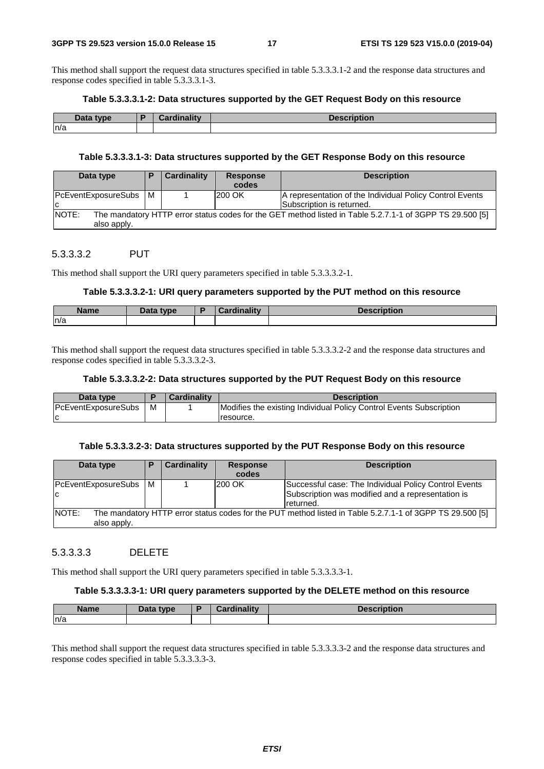This method shall support the request data structures specified in table 5.3.3.3.1-2 and the response data structures and response codes specified in table 5.3.3.3.1-3.

**Table 5.3.3.3.1-2: Data structures supported by the GET Request Body on this resource**

| Data type | P | Cardinality | Description |
|---|---|---|---|
| n/a | | | |

**Table 5.3.3.3.1-3: Data structures supported by the GET Response Body on this resource**

| Data type | P | Cardinality | Response codes | Description |
|---|---|---|---|---|
| PcEventExposureSubsc | M | 1 | 200 OK | A representation of the Individual Policy Control Events Subscription is returned. |
| NOTE: The mandatory HTTP error status codes for the GET method listed in Table 5.2.7.1-1 of 3GPP TS 29.500 [5] also apply. | | | | |

#### 5.3.3.3.2 PUT

This method shall support the URI query parameters specified in table 5.3.3.3.2-1.

**Table 5.3.3.3.2-1: URI query parameters supported by the PUT method on this resource**

| Name | Data type | P | Cardinality | Description |
|---|---|---|---|---|
| n/a | | | | |

This method shall support the request data structures specified in table 5.3.3.3.2-2 and the response data structures and response codes specified in table 5.3.3.3.2-3.

**Table 5.3.3.3.2-2: Data structures supported by the PUT Request Body on this resource**

| Data type | P | Cardinality | Description |
|---|---|---|---|
| PcEventExposureSubsc | M | 1 | Modifies the existing Individual Policy Control Events Subscription resource. |

**Table 5.3.3.3.2-3: Data structures supported by the PUT Response Body on this resource**

| Data type | P | Cardinality | Response codes | Description |
|---|---|---|---|---|
| PcEventExposureSubsc | M | 1 | 200 OK | Successful case: The Individual Policy Control Events Subscription was modified and a representation is returned. |
| NOTE: The mandatory HTTP error status codes for the PUT method listed in Table 5.2.7.1-1 of 3GPP TS 29.500 [5] also apply. | | | | |

#### 5.3.3.3.3 DELETE

This method shall support the URI query parameters specified in table 5.3.3.3.3-1.

**Table 5.3.3.3.3-1: URI query parameters supported by the DELETE method on this resource**

| Name | Data type | P | Cardinality | Description |
|---|---|---|---|---|
| n/a | | | | |

This method shall support the request data structures specified in table 5.3.3.3.3-2 and the response data structures and response codes specified in table 5.3.3.3.3-3.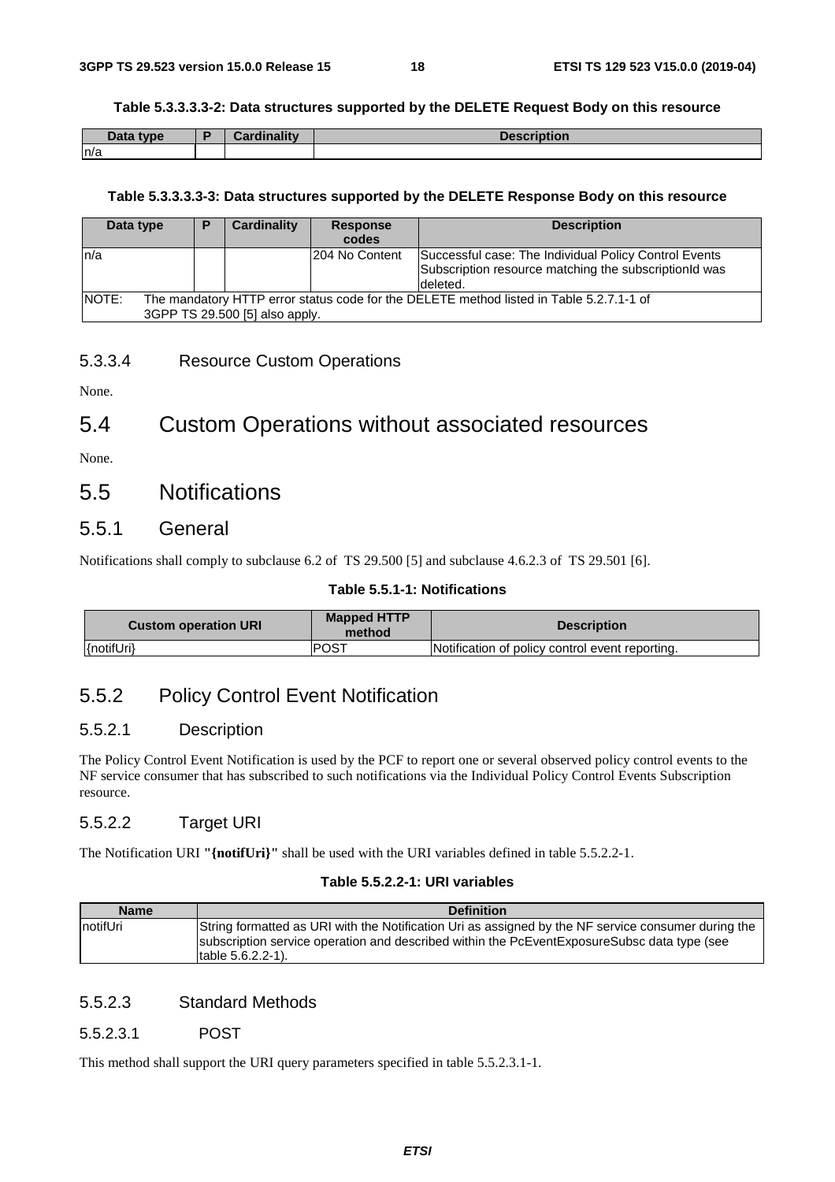**Table 5.3.3.3.3-2: Data structures supported by the DELETE Request Body on this resource**

| Data type | P | Cardinality | Description |
|---|---|---|---|
| n/a | | | |

**Table 5.3.3.3.3-3: Data structures supported by the DELETE Response Body on this resource**

| Data type | P | Cardinality | Response codes | Description |
|---|---|---|---|---|
| n/a | | | 204 No Content | Successful case: The Individual Policy Control Events Subscription resource matching the subscriptionId was deleted. |
| NOTE: The mandatory HTTP error status code for the DELETE method listed in Table 5.2.7.1-1 of 3GPP TS 29.500 [5] also apply. | | | | |

#### 5.3.3.4 Resource Custom Operations

None.

## 5.4 Custom Operations without associated resources

None.

## 5.5 Notifications

### 5.5.1 General

Notifications shall comply to subclause 6.2 of TS 29.500 [5] and subclause 4.6.2.3 of TS 29.501 [6].

**Table 5.5.1-1: Notifications**

| Custom operation URI | Mapped HTTP method | Description |
|---|---|---|
| {notifUri} | POST | Notification of policy control event reporting. |

### 5.5.2 Policy Control Event Notification

#### 5.5.2.1 Description

The Policy Control Event Notification is used by the PCF to report one or several observed policy control events to the NF service consumer that has subscribed to such notifications via the Individual Policy Control Events Subscription resource.

#### 5.5.2.2 Target URI

The Notification URI **"{notifUri}"** shall be used with the URI variables defined in table 5.5.2.2-1.

**Table 5.5.2.2-1: URI variables**

| Name | Definition |
|---|---|
| notifUri | String formatted as URI with the Notification Uri as assigned by the NF service consumer during the subscription service operation and described within the PcEventExposureSubsc data type (see table 5.6.2.2-1). |

#### 5.5.2.3 Standard Methods

##### 5.5.2.3.1 POST

This method shall support the URI query parameters specified in table 5.5.2.3.1-1.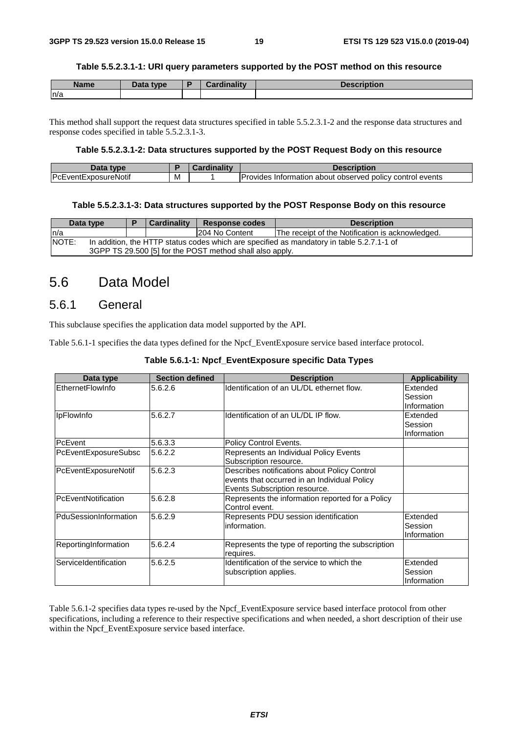**Table 5.5.2.3.1-1: URI query parameters supported by the POST method on this resource**

| Name | Data type | P | Cardinality | Description |
|---|---|---|---|---|
| n/a | | | | |

This method shall support the request data structures specified in table 5.5.2.3.1-2 and the response data structures and response codes specified in table 5.5.2.3.1-3.

**Table 5.5.2.3.1-2: Data structures supported by the POST Request Body on this resource**

| Data type | P | Cardinality | Description |
|---|---|---|---|
| PcEventExposureNotif | M | 1 | Provides Information about observed policy control events |

**Table 5.5.2.3.1-3: Data structures supported by the POST Response Body on this resource**

| Data type | P | Cardinality | Response codes | Description |
|---|---|---|---|---|
| n/a | | | 204 No Content | The receipt of the Notification is acknowledged. |
| NOTE: In addition, the HTTP status codes which are specified as mandatory in table 5.2.7.1-1 of 3GPP TS 29.500 [5] for the POST method shall also apply. | | | | |

# 5.6 Data Model

## 5.6.1 General

This subclause specifies the application data model supported by the API.

Table 5.6.1-1 specifies the data types defined for the Npcf_EventExposure service based interface protocol.

**Table 5.6.1-1: Npcf_EventExposure specific Data Types**

| Data type | Section defined | Description | Applicability |
|---|---|---|---|
| EthernetFlowInfo | 5.6.2.6 | Identification of an UL/DL ethernet flow. | Extended Session Information |
| IpFlowInfo | 5.6.2.7 | Identification of an UL/DL IP flow. | Extended Session Information |
| PcEvent | 5.6.3.3 | Policy Control Events. | |
| PcEventExposureSubsc | 5.6.2.2 | Represents an Individual Policy Events Subscription resource. | |
| PcEventExposureNotif | 5.6.2.3 | Describes notifications about Policy Control events that occurred in an Individual Policy Events Subscription resource. | |
| PcEventNotification | 5.6.2.8 | Represents the information reported for a Policy Control event. | |
| PduSessionInformation | 5.6.2.9 | Represents PDU session identification information. | Extended Session Information |
| ReportingInformation | 5.6.2.4 | Represents the type of reporting the subscription requires. | |
| ServiceIdentification | 5.6.2.5 | Identification of the service to which the subscription applies. | Extended Session Information |

Table 5.6.1-2 specifies data types re-used by the Npcf_EventExposure service based interface protocol from other specifications, including a reference to their respective specifications and when needed, a short description of their use within the Npcf_EventExposure service based interface.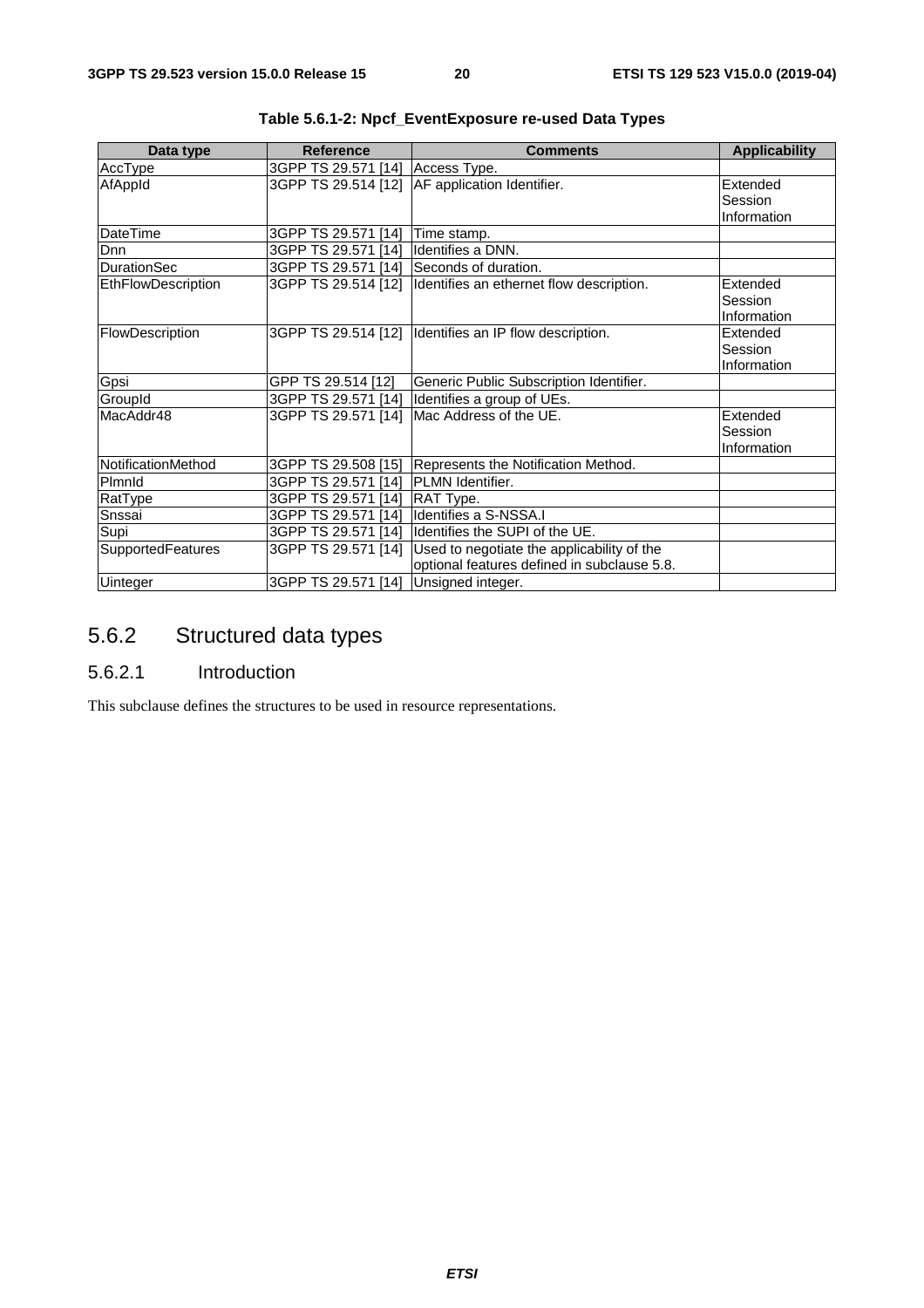**Table 5.6.1-2: Npcf_EventExposure re-used Data Types**

| Data type | Reference | Comments | Applicability |
|---|---|---|---|
| AccType | 3GPP TS 29.571 [14] | Access Type. | |
| AfAppId | 3GPP TS 29.514 [12] | AF application Identifier. | Extended Session Information |
| DateTime | 3GPP TS 29.571 [14] | Time stamp. | |
| Dnn | 3GPP TS 29.571 [14] | Identifies a DNN. | |
| DurationSec | 3GPP TS 29.571 [14] | Seconds of duration. | |
| EthFlowDescription | 3GPP TS 29.514 [12] | Identifies an ethernet flow description. | Extended Session Information |
| FlowDescription | 3GPP TS 29.514 [12] | Identifies an IP flow description. | Extended Session Information |
| Gpsi | GPP TS 29.514 [12] | Generic Public Subscription Identifier. | |
| GroupId | 3GPP TS 29.571 [14] | Identifies a group of UEs. | |
| MacAddr48 | 3GPP TS 29.571 [14] | Mac Address of the UE. | Extended Session Information |
| NotificationMethod | 3GPP TS 29.508 [15] | Represents the Notification Method. | |
| PlmnId | 3GPP TS 29.571 [14] | PLMN Identifier. | |
| RatType | 3GPP TS 29.571 [14] | RAT Type. | |
| Snssai | 3GPP TS 29.571 [14] | Identifies a S-NSSA.I | |
| Supi | 3GPP TS 29.571 [14] | Identifies the SUPI of the UE. | |
| SupportedFeatures | 3GPP TS 29.571 [14] | Used to negotiate the applicability of the optional features defined in subclause 5.8. | |
| Uinteger | 3GPP TS 29.571 [14] | Unsigned integer. | |

## 5.6.2 Structured data types

### 5.6.2.1 Introduction

This subclause defines the structures to be used in resource representations.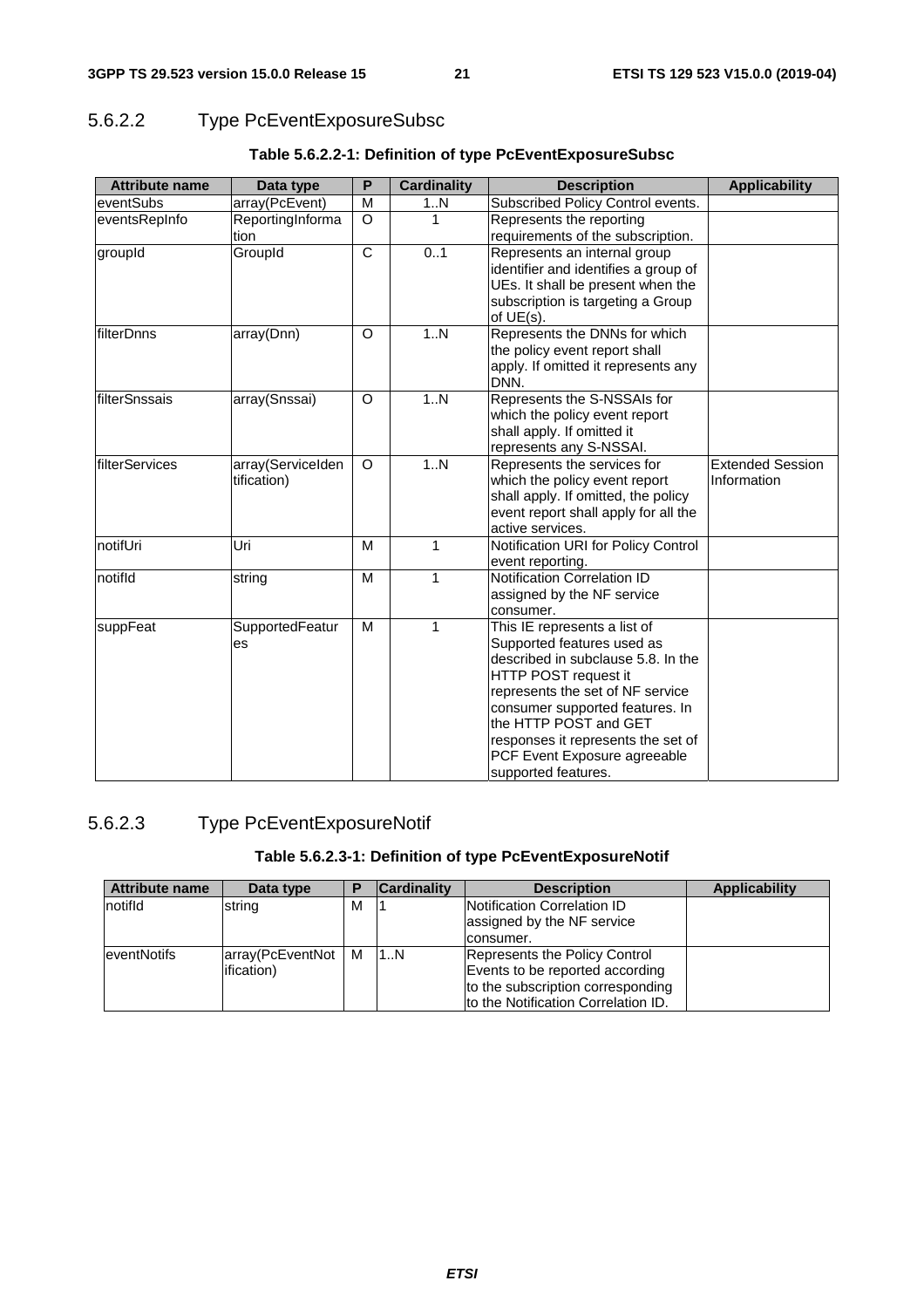#### 5.6.2.2 Type PcEventExposureSubsc

**Table 5.6.2.2-1: Definition of type PcEventExposureSubsc**

| Attribute name | Data type | P | Cardinality | Description | Applicability |
|---|---|---|---|---|---|
| eventSubs | array(PcEvent) | M | 1..N | Subscribed Policy Control events. | |
| eventsRepInfo | ReportingInformation | O | 1 | Represents the reporting requirements of the subscription. | |
| groupId | GroupId | C | 0..1 | Represents an internal group identifier and identifies a group of UEs. It shall be present when the subscription is targeting a Group of UE(s). | |
| filterDnns | array(Dnn) | O | 1..N | Represents the DNNs for which the policy event report shall apply. If omitted it represents any DNN. | |
| filterSnssais | array(Snssai) | O | 1..N | Represents the S-NSSAIs for which the policy event report shall apply. If omitted it represents any S-NSSAI. | |
| filterServices | array(ServiceIdentification) | O | 1..N | Represents the services for which the policy event report shall apply. If omitted, the policy event report shall apply for all the active services. | Extended Session Information |
| notifUri | Uri | M | 1 | Notification URI for Policy Control event reporting. | |
| notifId | string | M | 1 | Notification Correlation ID assigned by the NF service consumer. | |
| suppFeat | SupportedFeatures | M | 1 | This IE represents a list of Supported features used as described in subclause 5.8. In the HTTP POST request it represents the set of NF service consumer supported features. In the HTTP POST and GET responses it represents the set of PCF Event Exposure agreeable supported features. | |

#### 5.6.2.3 Type PcEventExposureNotif

**Table 5.6.2.3-1: Definition of type PcEventExposureNotif**

| Attribute name | Data type | P | Cardinality | Description | Applicability |
|---|---|---|---|---|---|
| notifId | string | M | 1 | Notification Correlation ID assigned by the NF service consumer. | |
| eventNotifs | array(PcEventNotification) | M | 1..N | Represents the Policy Control Events to be reported according to the subscription corresponding to the Notification Correlation ID. | |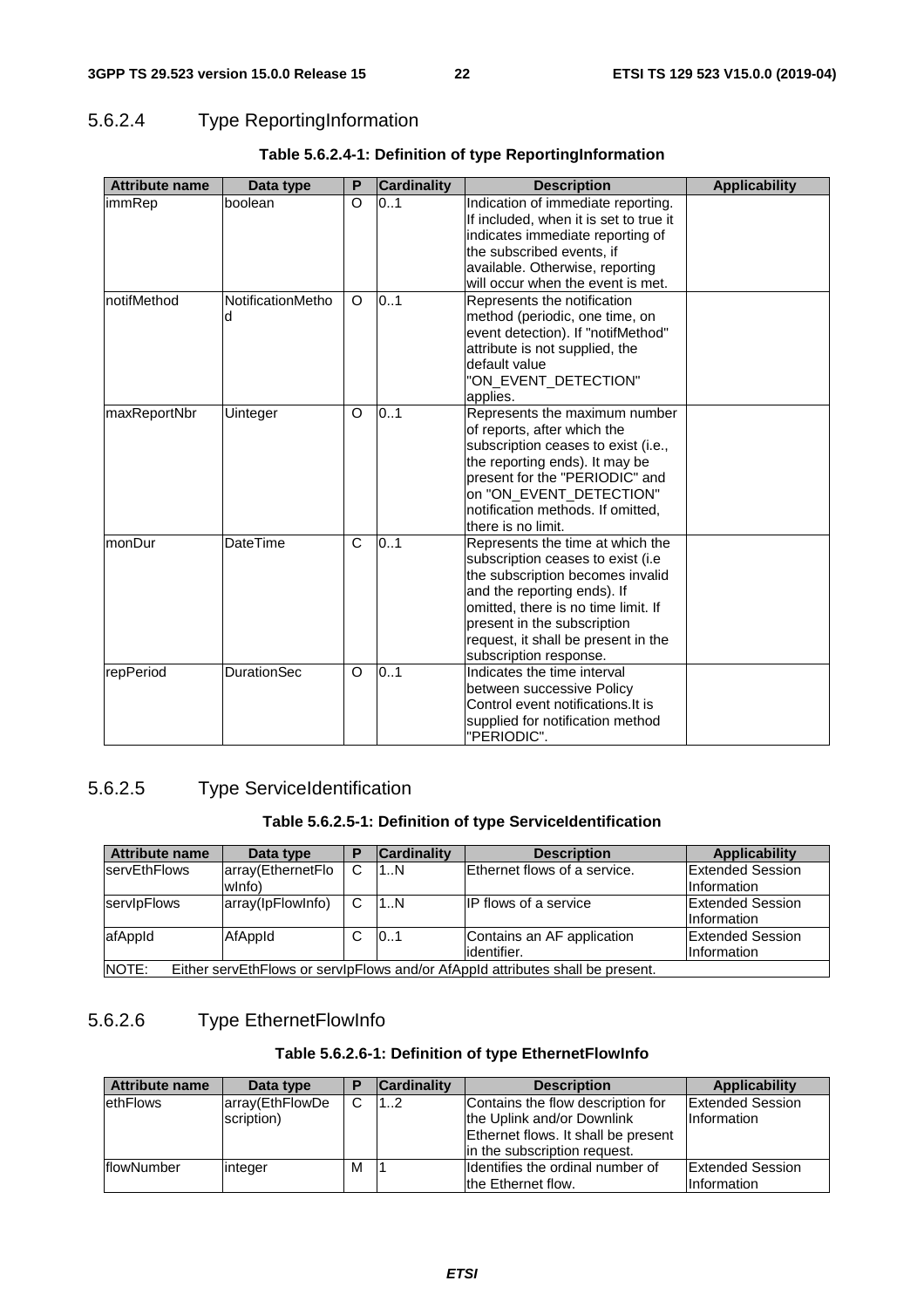#### 5.6.2.4 Type ReportingInformation

**Table 5.6.2.4-1: Definition of type ReportingInformation**

| Attribute name | Data type | P | Cardinality | Description | Applicability |
|---|---|---|---|---|---|
| immRep | boolean | O | 0..1 | Indication of immediate reporting. If included, when it is set to true it indicates immediate reporting of the subscribed events, if available. Otherwise, reporting will occur when the event is met. | |
| notifMethod | NotificationMethod | O | 0..1 | Represents the notification method (periodic, one time, on event detection). If "notifMethod" attribute is not supplied, the default value "ON_EVENT_DETECTION" applies. | |
| maxReportNbr | Uinteger | O | 0..1 | Represents the maximum number of reports, after which the subscription ceases to exist (i.e., the reporting ends). It may be present for the "PERIODIC" and on "ON_EVENT_DETECTION" notification methods. If omitted, there is no limit. | |
| monDur | DateTime | C | 0..1 | Represents the time at which the subscription ceases to exist (i.e the subscription becomes invalid and the reporting ends). If omitted, there is no time limit. If present in the subscription request, it shall be present in the subscription response. | |
| repPeriod | DurationSec | O | 0..1 | Indicates the time interval between successive Policy Control event notifications.It is supplied for notification method "PERIODIC". | |

#### 5.6.2.5 Type ServiceIdentification

**Table 5.6.2.5-1: Definition of type ServiceIdentification**

| Attribute name | Data type | P | Cardinality | Description | Applicability |
|---|---|---|---|---|---|
| servEthFlows | array(EthernetFlowInfo) | C | 1..N | Ethernet flows of a service. | Extended Session Information |
| servIpFlows | array(IpFlowInfo) | C | 1..N | IP flows of a service | Extended Session Information |
| afAppId | AfAppId | C | 0..1 | Contains an AF application identifier. | Extended Session Information |
| NOTE: Either servEthFlows or servIpFlows and/or AfAppId attributes shall be present. | | | | | |

#### 5.6.2.6 Type EthernetFlowInfo

**Table 5.6.2.6-1: Definition of type EthernetFlowInfo**

| Attribute name | Data type | P | Cardinality | Description | Applicability |
|---|---|---|---|---|---|
| ethFlows | array(EthFlowDescription) | C | 1..2 | Contains the flow description for the Uplink and/or Downlink Ethernet flows. It shall be present in the subscription request. | Extended Session Information |
| flowNumber | integer | M | 1 | Identifies the ordinal number of the Ethernet flow. | Extended Session Information |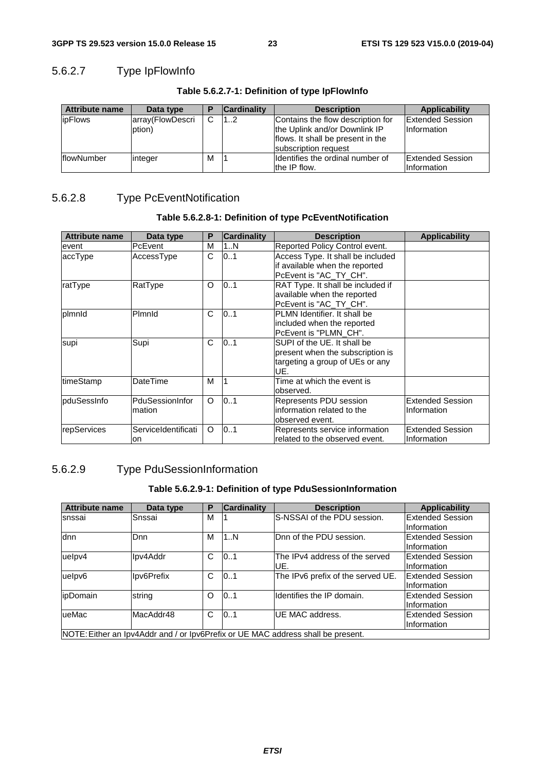### 5.6.2.7 Type IpFlowInfo

**Table 5.6.2.7-1: Definition of type IpFlowInfo**

| Attribute name | Data type | P | Cardinality | Description | Applicability |
|---|---|---|---|---|---|
| ipFlows | array(FlowDescription) | C | 1..2 | Contains the flow description for the Uplink and/or Downlink IP flows. It shall be present in the subscription request | Extended Session Information |
| flowNumber | integer | M | 1 | Identifies the ordinal number of the IP flow. | Extended Session Information |

### 5.6.2.8 Type PcEventNotification

**Table 5.6.2.8-1: Definition of type PcEventNotification**

| Attribute name | Data type | P | Cardinality | Description | Applicability |
|---|---|---|---|---|---|
| event | PcEvent | M | 1..N | Reported Policy Control event. | |
| accType | AccessType | C | 0..1 | Access Type. It shall be included if available when the reported PcEvent is "AC_TY_CH". | |
| ratType | RatType | O | 0..1 | RAT Type. It shall be included if available when the reported PcEvent is "AC_TY_CH". | |
| plmnId | PlmnId | C | 0..1 | PLMN Identifier. It shall be included when the reported PcEvent is "PLMN_CH". | |
| supi | Supi | C | 0..1 | SUPI of the UE. It shall be present when the subscription is targeting a group of UEs or any UE. | |
| timeStamp | DateTime | M | 1 | Time at which the event is observed. | |
| pduSessInfo | PduSessionInformation | O | 0..1 | Represents PDU session information related to the observed event. | Extended Session Information |
| repServices | ServiceIdentification | O | 0..1 | Represents service information related to the observed event. | Extended Session Information |

### 5.6.2.9 Type PduSessionInformation

**Table 5.6.2.9-1: Definition of type PduSessionInformation**

| Attribute name | Data type | P | Cardinality | Description | Applicability |
|---|---|---|---|---|---|
| snssai | Snssai | M | 1 | S-NSSAI of the PDU session. | Extended Session Information |
| dnn | Dnn | M | 1..N | Dnn of the PDU session. | Extended Session Information |
| ueIpv4 | Ipv4Addr | C | 0..1 | The IPv4 address of the served UE. | Extended Session Information |
| ueIpv6 | Ipv6Prefix | C | 0..1 | The IPv6 prefix of the served UE. | Extended Session Information |
| ipDomain | string | O | 0..1 | Identifies the IP domain. | Extended Session Information |
| ueMac | MacAddr48 | C | 0..1 | UE MAC address. | Extended Session Information |
| NOTE: Either an Ipv4Addr and / or Ipv6Prefix or UE MAC address shall be present. | | | | | |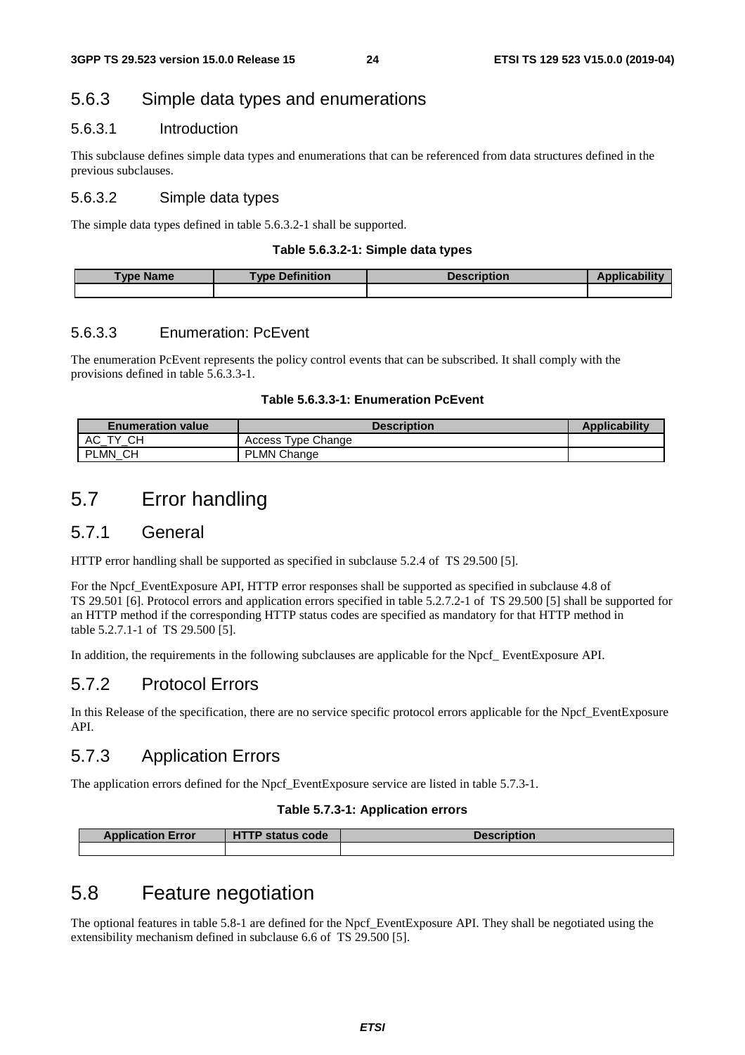### 5.6.3 Simple data types and enumerations

#### 5.6.3.1 Introduction

This subclause defines simple data types and enumerations that can be referenced from data structures defined in the previous subclauses.

#### 5.6.3.2 Simple data types

The simple data types defined in table 5.6.3.2-1 shall be supported.

**Table 5.6.3.2-1: Simple data types**

| Type Name | Type Definition | Description | Applicability |
|---|---|---|---|
| | | | |

#### 5.6.3.3 Enumeration: PcEvent

The enumeration PcEvent represents the policy control events that can be subscribed. It shall comply with the provisions defined in table 5.6.3.3-1.

**Table 5.6.3.3-1: Enumeration PcEvent**

| Enumeration value | Description | Applicability |
|---|---|---|
| AC_TY_CH | Access Type Change | |
| PLMN_CH | PLMN Change | |

## 5.7 Error handling

### 5.7.1 General

HTTP error handling shall be supported as specified in subclause 5.2.4 of TS 29.500 [5].

For the Npcf_EventExposure API, HTTP error responses shall be supported as specified in subclause 4.8 of TS 29.501 [6]. Protocol errors and application errors specified in table 5.2.7.2-1 of TS 29.500 [5] shall be supported for an HTTP method if the corresponding HTTP status codes are specified as mandatory for that HTTP method in table 5.2.7.1-1 of TS 29.500 [5].

In addition, the requirements in the following subclauses are applicable for the Npcf_ EventExposure API.

### 5.7.2 Protocol Errors

In this Release of the specification, there are no service specific protocol errors applicable for the Npcf_EventExposure API.

### 5.7.3 Application Errors

The application errors defined for the Npcf_EventExposure service are listed in table 5.7.3-1.

**Table 5.7.3-1: Application errors**

| Application Error | HTTP status code | Description |
|---|---|---|
| | | |

## 5.8 Feature negotiation

The optional features in table 5.8-1 are defined for the Npcf_EventExposure API. They shall be negotiated using the extensibility mechanism defined in subclause 6.6 of TS 29.500 [5].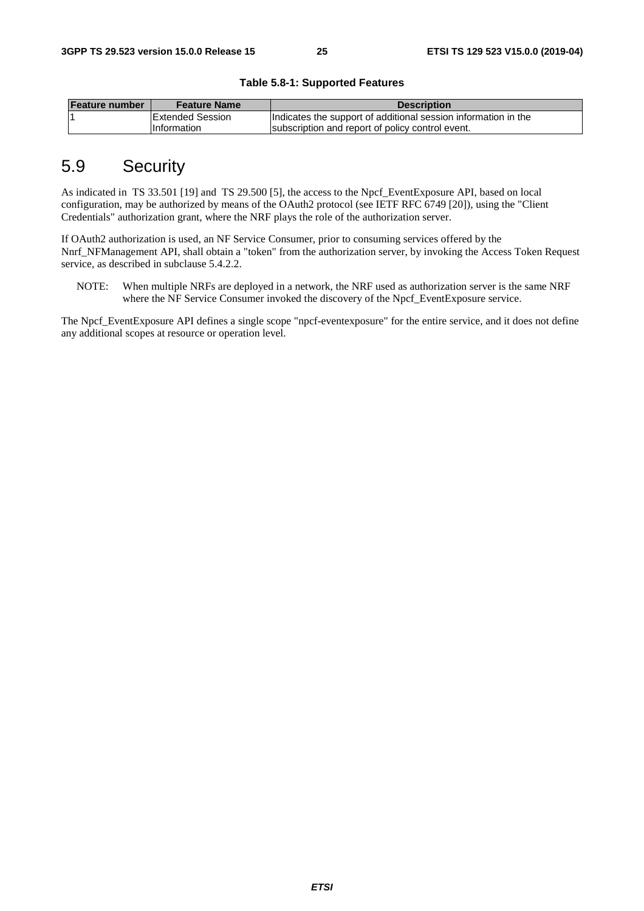**Table 5.8-1: Supported Features**

| Feature number | Feature Name | Description |
| --- | --- | --- |
| 1 | Extended Session Information | Indicates the support of additional session information in the subscription and report of policy control event. |

## 5.9 Security

As indicated in TS 33.501 [19] and TS 29.500 [5], the access to the Npcf_EventExposure API, based on local configuration, may be authorized by means of the OAuth2 protocol (see IETF RFC 6749 [20]), using the "Client Credentials" authorization grant, where the NRF plays the role of the authorization server.

If OAuth2 authorization is used, an NF Service Consumer, prior to consuming services offered by the Nnrf_NFManagement API, shall obtain a "token" from the authorization server, by invoking the Access Token Request service, as described in subclause 5.4.2.2.

NOTE: When multiple NRFs are deployed in a network, the NRF used as authorization server is the same NRF where the NF Service Consumer invoked the discovery of the Npcf_EventExposure service.

The Npcf_EventExposure API defines a single scope "npcf-eventexposure" for the entire service, and it does not define any additional scopes at resource or operation level.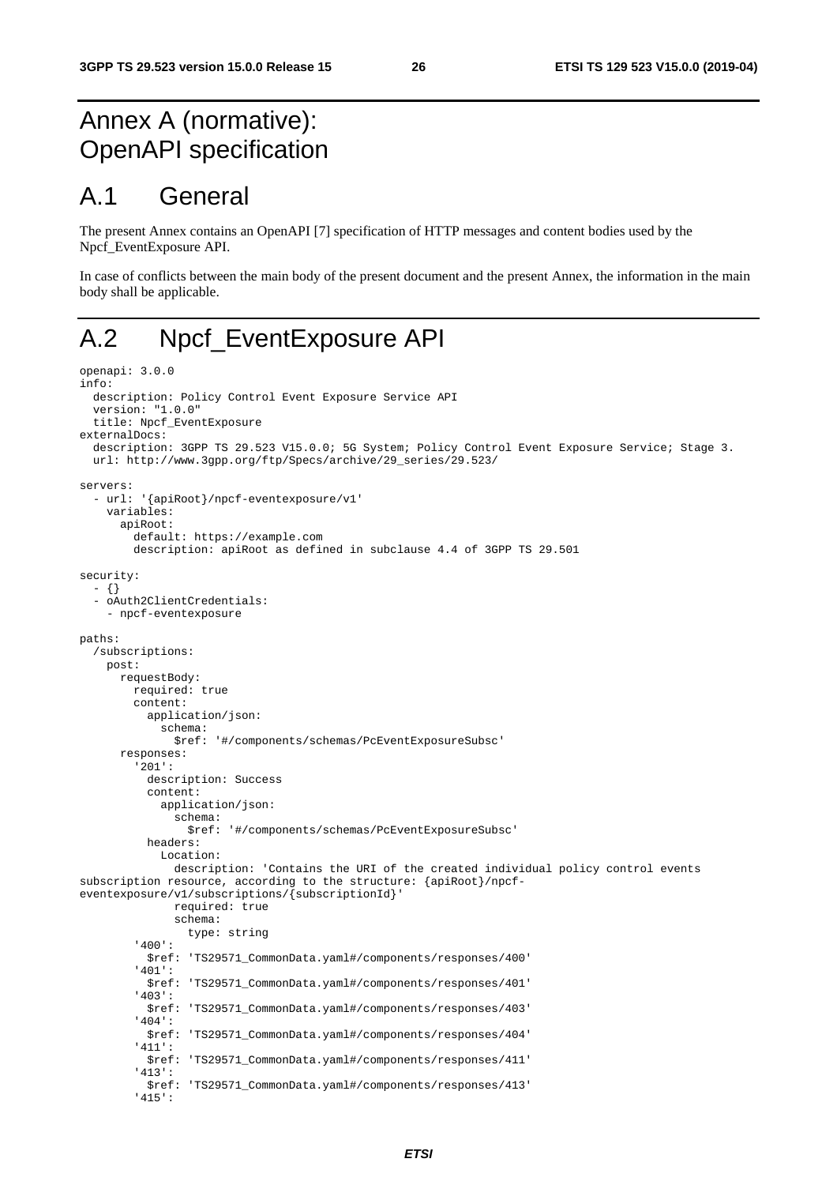# Annex A (normative): OpenAPI specification

# A.1 General

The present Annex contains an OpenAPI [7] specification of HTTP messages and content bodies used by the Npcf_EventExposure API.

In case of conflicts between the main body of the present document and the present Annex, the information in the main body shall be applicable.

# A.2 Npcf_EventExposure API

```
openapi: 3.0.0
info:
  description: Policy Control Event Exposure Service API
  version: "1.0.0"
  title: Npcf_EventExposure
externalDocs:
  description: 3GPP TS 29.523 V15.0.0; 5G System; Policy Control Event Exposure Service; Stage 3.
  url: http://www.3gpp.org/ftp/Specs/archive/29_series/29.523/

servers:
  - url: '{apiRoot}/npcf-eventexposure/v1'
    variables:
      apiRoot:
        default: https://example.com
        description: apiRoot as defined in subclause 4.4 of 3GPP TS 29.501

security:
  - {}
  - oAuth2ClientCredentials:
    - npcf-eventexposure

paths:
  /subscriptions:
    post:
      requestBody:
        required: true
        content:
          application/json:
            schema:
              $ref: '#/components/schemas/PcEventExposureSubsc'
      responses:
        '201':
          description: Success
          content:
            application/json:
              schema:
                $ref: '#/components/schemas/PcEventExposureSubsc'
          headers:
            Location:
              description: 'Contains the URI of the created individual policy control events
subscription resource, according to the structure: {apiRoot}/npcf-
eventexposure/v1/subscriptions/{subscriptionId}'
              required: true
              schema:
                type: string
        '400':
          $ref: 'TS29571_CommonData.yaml#/components/responses/400'
        '401':
          $ref: 'TS29571_CommonData.yaml#/components/responses/401'
        '403':
          $ref: 'TS29571_CommonData.yaml#/components/responses/403'
        '404':
          $ref: 'TS29571_CommonData.yaml#/components/responses/404'
        '411':
          $ref: 'TS29571_CommonData.yaml#/components/responses/411'
        '413':
          $ref: 'TS29571_CommonData.yaml#/components/responses/413'
        '415':
```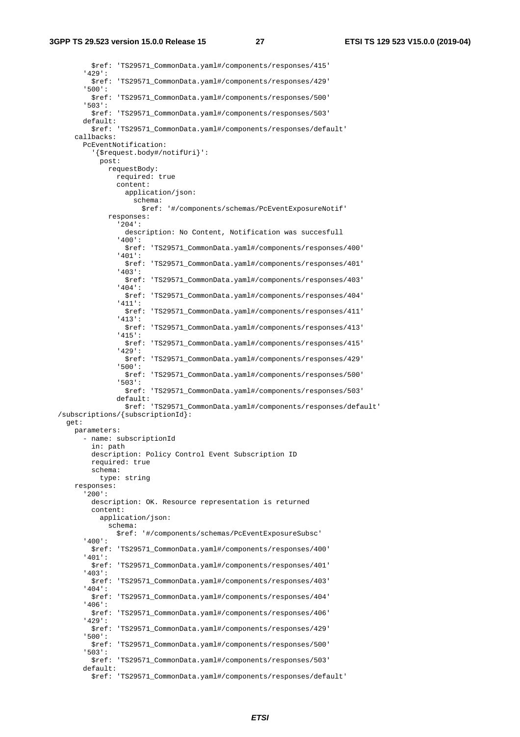```
          $ref: 'TS29571_CommonData.yaml#/components/responses/415'
        '429':
          $ref: 'TS29571_CommonData.yaml#/components/responses/429'
        '500':
          $ref: 'TS29571_CommonData.yaml#/components/responses/500'
        '503':
          $ref: 'TS29571_CommonData.yaml#/components/responses/503'
        default:
          $ref: 'TS29571_CommonData.yaml#/components/responses/default'
      callbacks:
        PcEventNotification:
          '{$request.body#/notifUri}':
            post:
              requestBody:
                required: true
                content:
                  application/json:
                    schema:
                      $ref: '#/components/schemas/PcEventExposureNotif'
              responses:
                '204':
                  description: No Content, Notification was succesfull
                '400':
                  $ref: 'TS29571_CommonData.yaml#/components/responses/400'
                '401':
                  $ref: 'TS29571_CommonData.yaml#/components/responses/401'
                '403':
                  $ref: 'TS29571_CommonData.yaml#/components/responses/403'
                '404':
                  $ref: 'TS29571_CommonData.yaml#/components/responses/404'
                '411':
                  $ref: 'TS29571_CommonData.yaml#/components/responses/411'
                '413':
                  $ref: 'TS29571_CommonData.yaml#/components/responses/413'
                '415':
                  $ref: 'TS29571_CommonData.yaml#/components/responses/415'
                '429':
                  $ref: 'TS29571_CommonData.yaml#/components/responses/429'
                '500':
                  $ref: 'TS29571_CommonData.yaml#/components/responses/500'
                '503':
                  $ref: 'TS29571_CommonData.yaml#/components/responses/503'
                default:
                  $ref: 'TS29571_CommonData.yaml#/components/responses/default'
  /subscriptions/{subscriptionId}:
    get:
      parameters:
        - name: subscriptionId
          in: path
          description: Policy Control Event Subscription ID
          required: true
          schema:
            type: string
      responses:
        '200':
          description: OK. Resource representation is returned
          content:
            application/json:
              schema:
                $ref: '#/components/schemas/PcEventExposureSubsc'
        '400':
          $ref: 'TS29571_CommonData.yaml#/components/responses/400'
        '401':
          $ref: 'TS29571_CommonData.yaml#/components/responses/401'
        '403':
          $ref: 'TS29571_CommonData.yaml#/components/responses/403'
        '404':
          $ref: 'TS29571_CommonData.yaml#/components/responses/404'
        '406':
          $ref: 'TS29571_CommonData.yaml#/components/responses/406'
        '429':
          $ref: 'TS29571_CommonData.yaml#/components/responses/429'
        '500':
          $ref: 'TS29571_CommonData.yaml#/components/responses/500'
        '503':
          $ref: 'TS29571_CommonData.yaml#/components/responses/503'
        default:
          $ref: 'TS29571_CommonData.yaml#/components/responses/default'
```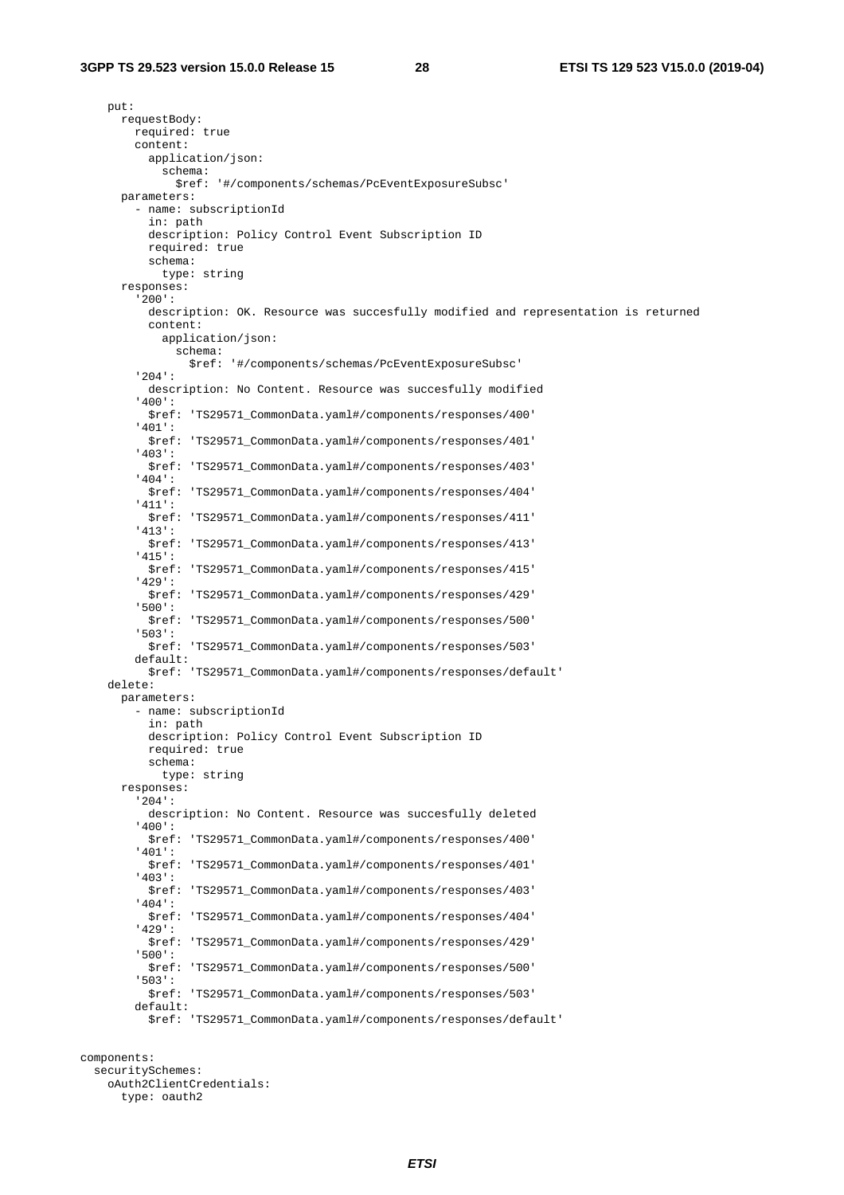```
    put:
      requestBody:
        required: true
        content:
          application/json:
            schema:
              $ref: '#/components/schemas/PcEventExposureSubsc'
      parameters:
        - name: subscriptionId
          in: path
          description: Policy Control Event Subscription ID
          required: true
          schema:
            type: string
      responses:
        '200':
          description: OK. Resource was succesfully modified and representation is returned
          content:
            application/json:
              schema:
                $ref: '#/components/schemas/PcEventExposureSubsc'
        '204':
          description: No Content. Resource was succesfully modified
        '400':
          $ref: 'TS29571_CommonData.yaml#/components/responses/400'
        '401':
          $ref: 'TS29571_CommonData.yaml#/components/responses/401'
        '403':
          $ref: 'TS29571_CommonData.yaml#/components/responses/403'
        '404':
          $ref: 'TS29571_CommonData.yaml#/components/responses/404'
        '411':
          $ref: 'TS29571_CommonData.yaml#/components/responses/411'
        '413':
          $ref: 'TS29571_CommonData.yaml#/components/responses/413'
        '415':
          $ref: 'TS29571_CommonData.yaml#/components/responses/415'
        '429':
          $ref: 'TS29571_CommonData.yaml#/components/responses/429'
        '500':
          $ref: 'TS29571_CommonData.yaml#/components/responses/500'
        '503':
          $ref: 'TS29571_CommonData.yaml#/components/responses/503'
        default:
          $ref: 'TS29571_CommonData.yaml#/components/responses/default'
    delete:
      parameters:
        - name: subscriptionId
          in: path
          description: Policy Control Event Subscription ID
          required: true
          schema:
            type: string
      responses:
        '204':
          description: No Content. Resource was succesfully deleted
        '400':
          $ref: 'TS29571_CommonData.yaml#/components/responses/400'
        '401':
          $ref: 'TS29571_CommonData.yaml#/components/responses/401'
        '403':
          $ref: 'TS29571_CommonData.yaml#/components/responses/403'
        '404':
          $ref: 'TS29571_CommonData.yaml#/components/responses/404'
        '429':
          $ref: 'TS29571_CommonData.yaml#/components/responses/429'
        '500':
          $ref: 'TS29571_CommonData.yaml#/components/responses/500'
        '503':
          $ref: 'TS29571_CommonData.yaml#/components/responses/503'
        default:
          $ref: 'TS29571_CommonData.yaml#/components/responses/default'

components:
  securitySchemes:
    oAuth2ClientCredentials:
      type: oauth2
```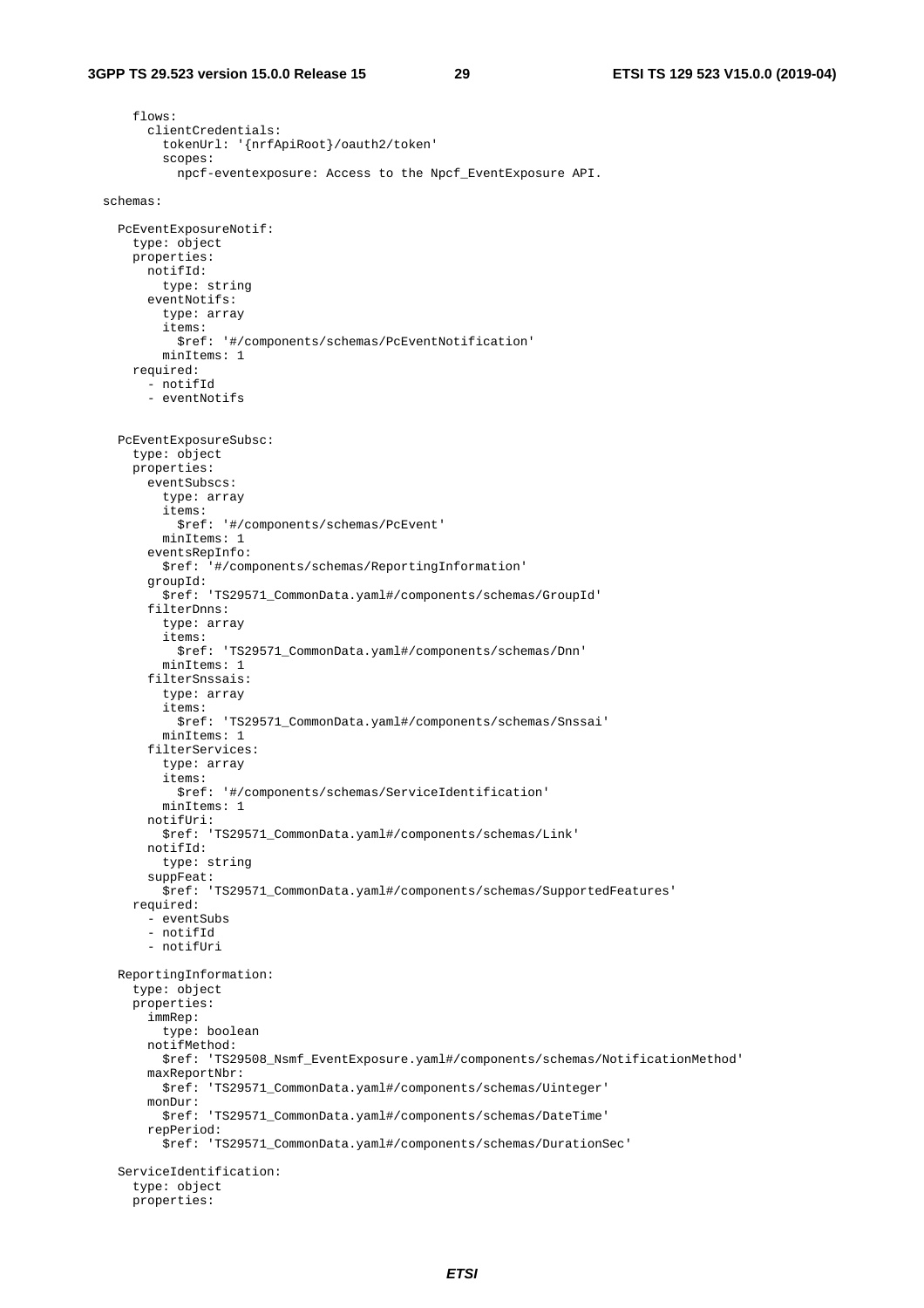```
      flows:
        clientCredentials:
          tokenUrl: '{nrfApiRoot}/oauth2/token'
          scopes:
            npcf-eventexposure: Access to the Npcf_EventExposure API.

  schemas:

    PcEventExposureNotif:
      type: object
      properties:
        notifId:
          type: string
        eventNotifs:
          type: array
          items:
            $ref: '#/components/schemas/PcEventNotification'
          minItems: 1
      required:
        - notifId
        - eventNotifs


    PcEventExposureSubsc:
      type: object
      properties:
        eventSubscs:
          type: array
          items:
            $ref: '#/components/schemas/PcEvent'
          minItems: 1
        eventsRepInfo:
          $ref: '#/components/schemas/ReportingInformation'
        groupId:
          $ref: 'TS29571_CommonData.yaml#/components/schemas/GroupId'
        filterDnns:
          type: array
          items:
            $ref: 'TS29571_CommonData.yaml#/components/schemas/Dnn'
          minItems: 1
        filterSnssais:
          type: array
          items:
            $ref: 'TS29571_CommonData.yaml#/components/schemas/Snssai'
          minItems: 1
        filterServices:
          type: array
          items:
            $ref: '#/components/schemas/ServiceIdentification'
          minItems: 1
        notifUri:
          $ref: 'TS29571_CommonData.yaml#/components/schemas/Link'
        notifId:
          type: string
        suppFeat:
          $ref: 'TS29571_CommonData.yaml#/components/schemas/SupportedFeatures'
      required:
        - eventSubs
        - notifId
        - notifUri

    ReportingInformation:
      type: object
      properties:
        immRep:
          type: boolean
        notifMethod:
          $ref: 'TS29508_Nsmf_EventExposure.yaml#/components/schemas/NotificationMethod'
        maxReportNbr:
          $ref: 'TS29571_CommonData.yaml#/components/schemas/Uinteger'
        monDur:
          $ref: 'TS29571_CommonData.yaml#/components/schemas/DateTime'
        repPeriod:
          $ref: 'TS29571_CommonData.yaml#/components/schemas/DurationSec'

    ServiceIdentification:
      type: object
      properties:
```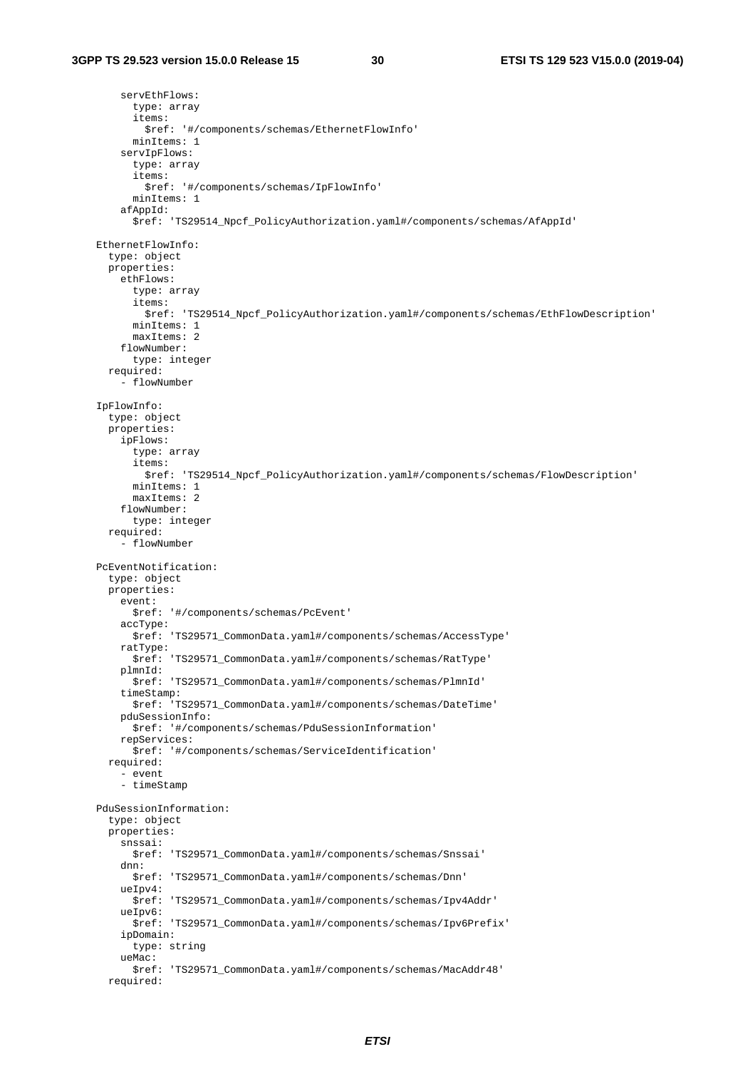```
        servEthFlows:
          type: array
          items:
            $ref: '#/components/schemas/EthernetFlowInfo'
          minItems: 1
        servIpFlows:
          type: array
          items:
            $ref: '#/components/schemas/IpFlowInfo'
          minItems: 1
        afAppId:
          $ref: 'TS29514_Npcf_PolicyAuthorization.yaml#/components/schemas/AfAppId'

    EthernetFlowInfo:
      type: object
      properties:
        ethFlows:
          type: array
          items:
            $ref: 'TS29514_Npcf_PolicyAuthorization.yaml#/components/schemas/EthFlowDescription'
          minItems: 1
          maxItems: 2
        flowNumber:
          type: integer
      required:
        - flowNumber

    IpFlowInfo:
      type: object
      properties:
        ipFlows:
          type: array
          items:
            $ref: 'TS29514_Npcf_PolicyAuthorization.yaml#/components/schemas/FlowDescription'
          minItems: 1
          maxItems: 2
        flowNumber:
          type: integer
      required:
        - flowNumber

    PcEventNotification:
      type: object
      properties:
        event:
          $ref: '#/components/schemas/PcEvent'
        accType:
          $ref: 'TS29571_CommonData.yaml#/components/schemas/AccessType'
        ratType:
          $ref: 'TS29571_CommonData.yaml#/components/schemas/RatType'
        plmnId:
          $ref: 'TS29571_CommonData.yaml#/components/schemas/PlmnId'
        timeStamp:
          $ref: 'TS29571_CommonData.yaml#/components/schemas/DateTime'
        pduSessionInfo:
          $ref: '#/components/schemas/PduSessionInformation'
        repServices:
          $ref: '#/components/schemas/ServiceIdentification'
      required:
        - event
        - timeStamp

    PduSessionInformation:
      type: object
      properties:
        snssai:
          $ref: 'TS29571_CommonData.yaml#/components/schemas/Snssai'
        dnn:
          $ref: 'TS29571_CommonData.yaml#/components/schemas/Dnn'
        ueIpv4:
          $ref: 'TS29571_CommonData.yaml#/components/schemas/Ipv4Addr'
        ueIpv6:
          $ref: 'TS29571_CommonData.yaml#/components/schemas/Ipv6Prefix'
        ipDomain:
          type: string
        ueMac:
          $ref: 'TS29571_CommonData.yaml#/components/schemas/MacAddr48'
      required:
```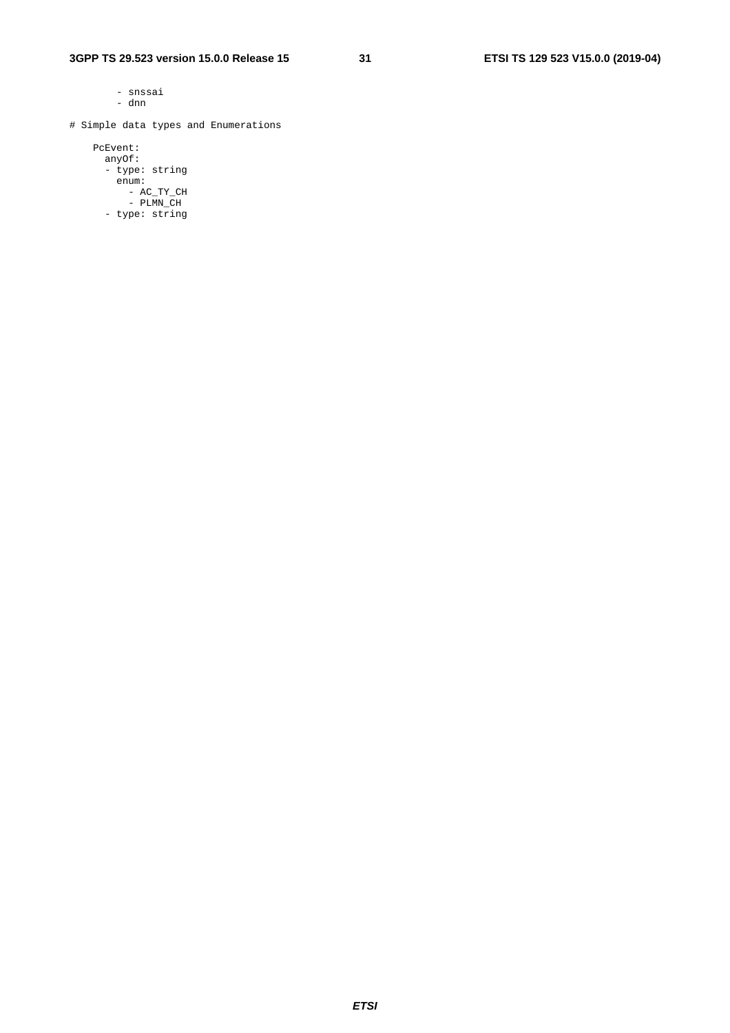```
        - snssai
        - dnn

# Simple data types and Enumerations

    PcEvent:
      anyOf:
      - type: string
        enum:
          - AC_TY_CH
          - PLMN_CH
      - type: string
```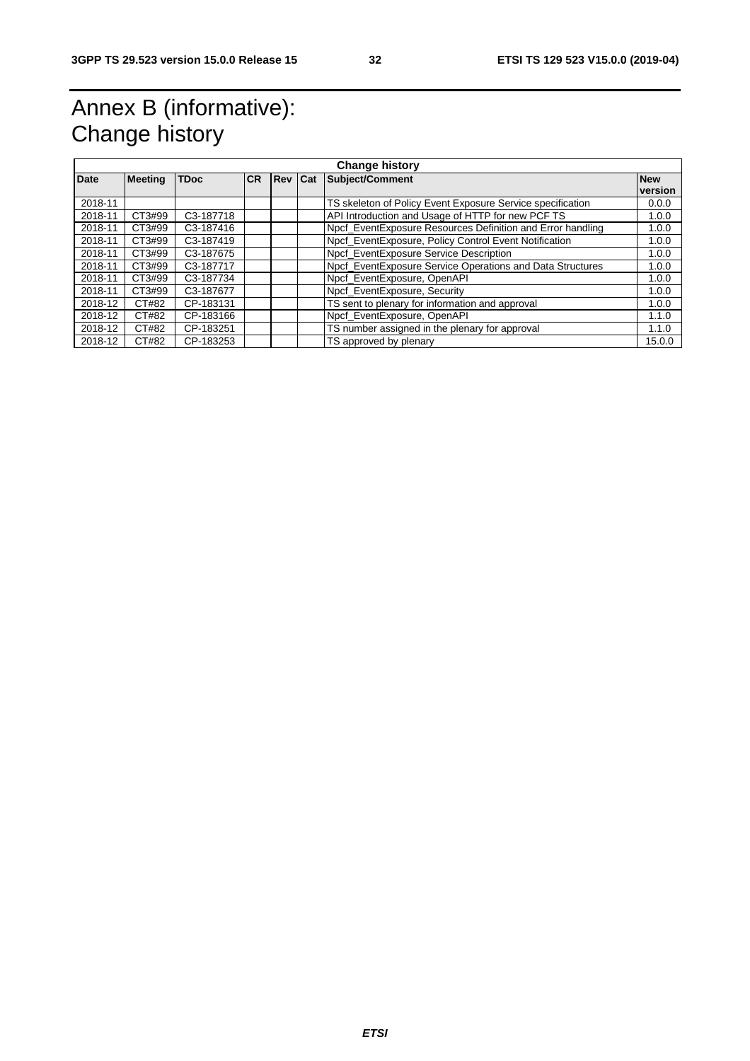# Annex B (informative): Change history

| Change history | | | | | | | |
|---|---|---|---|---|---|---|---|
| **Date** | **Meeting** | **TDoc** | **CR** | **Rev** | **Cat** | **Subject/Comment** | **New version** |
| 2018-11 | | | | | | TS skeleton of Policy Event Exposure Service specification | 0.0.0 |
| 2018-11 | CT3#99 | C3-187718 | | | | API Introduction and Usage of HTTP for new PCF TS | 1.0.0 |
| 2018-11 | CT3#99 | C3-187416 | | | | Npcf_EventExposure Resources Definition and Error handling | 1.0.0 |
| 2018-11 | CT3#99 | C3-187419 | | | | Npcf_EventExposure, Policy Control Event Notification | 1.0.0 |
| 2018-11 | CT3#99 | C3-187675 | | | | Npcf_EventExposure Service Description | 1.0.0 |
| 2018-11 | CT3#99 | C3-187717 | | | | Npcf_EventExposure Service Operations and Data Structures | 1.0.0 |
| 2018-11 | CT3#99 | C3-187734 | | | | Npcf_EventExposure, OpenAPI | 1.0.0 |
| 2018-11 | CT3#99 | C3-187677 | | | | Npcf_EventExposure, Security | 1.0.0 |
| 2018-12 | CT#82 | CP-183131 | | | | TS sent to plenary for information and approval | 1.0.0 |
| 2018-12 | CT#82 | CP-183166 | | | | Npcf_EventExposure, OpenAPI | 1.1.0 |
| 2018-12 | CT#82 | CP-183251 | | | | TS number assigned in the plenary for approval | 1.1.0 |
| 2018-12 | CT#82 | CP-183253 | | | | TS approved by plenary | 15.0.0 |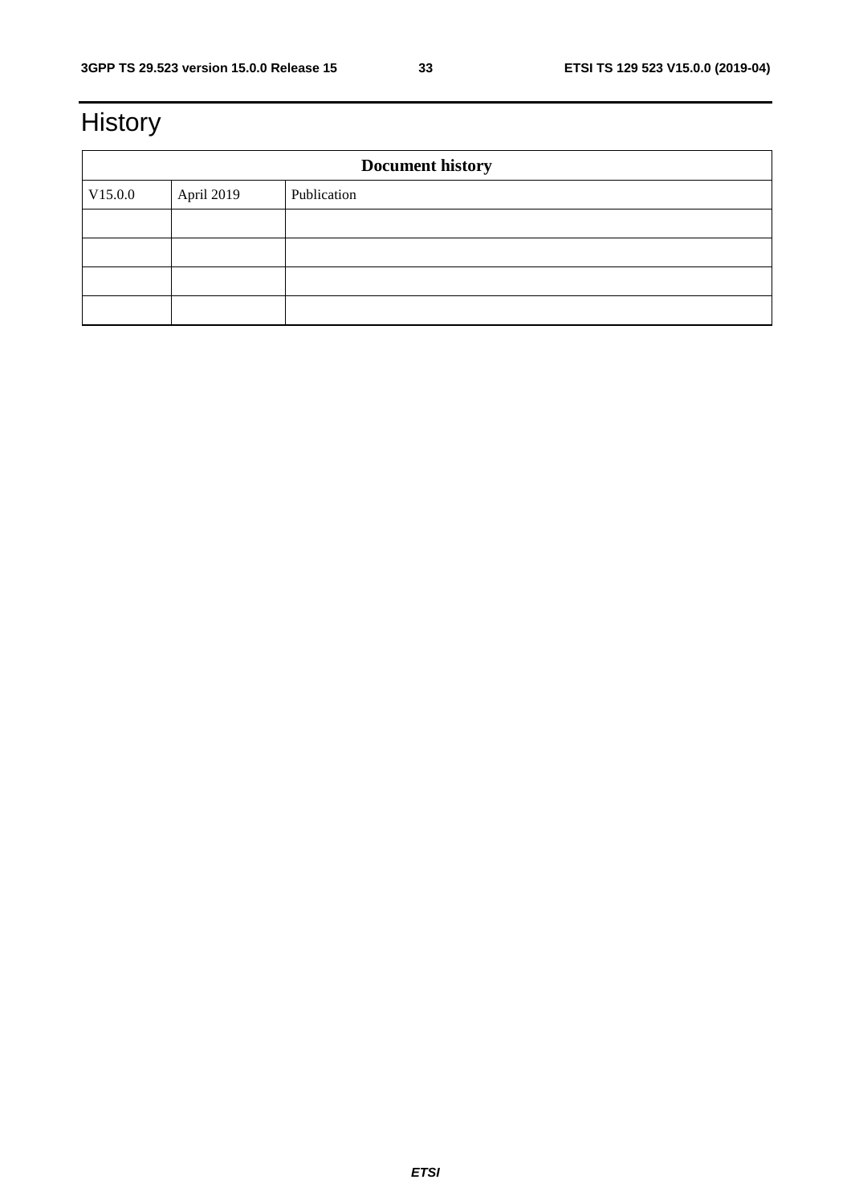# History

| Document history | | |
|---|---|---|
| V15.0.0 | April 2019 | Publication |
| | | |
| | | |
| | | |
| | | |